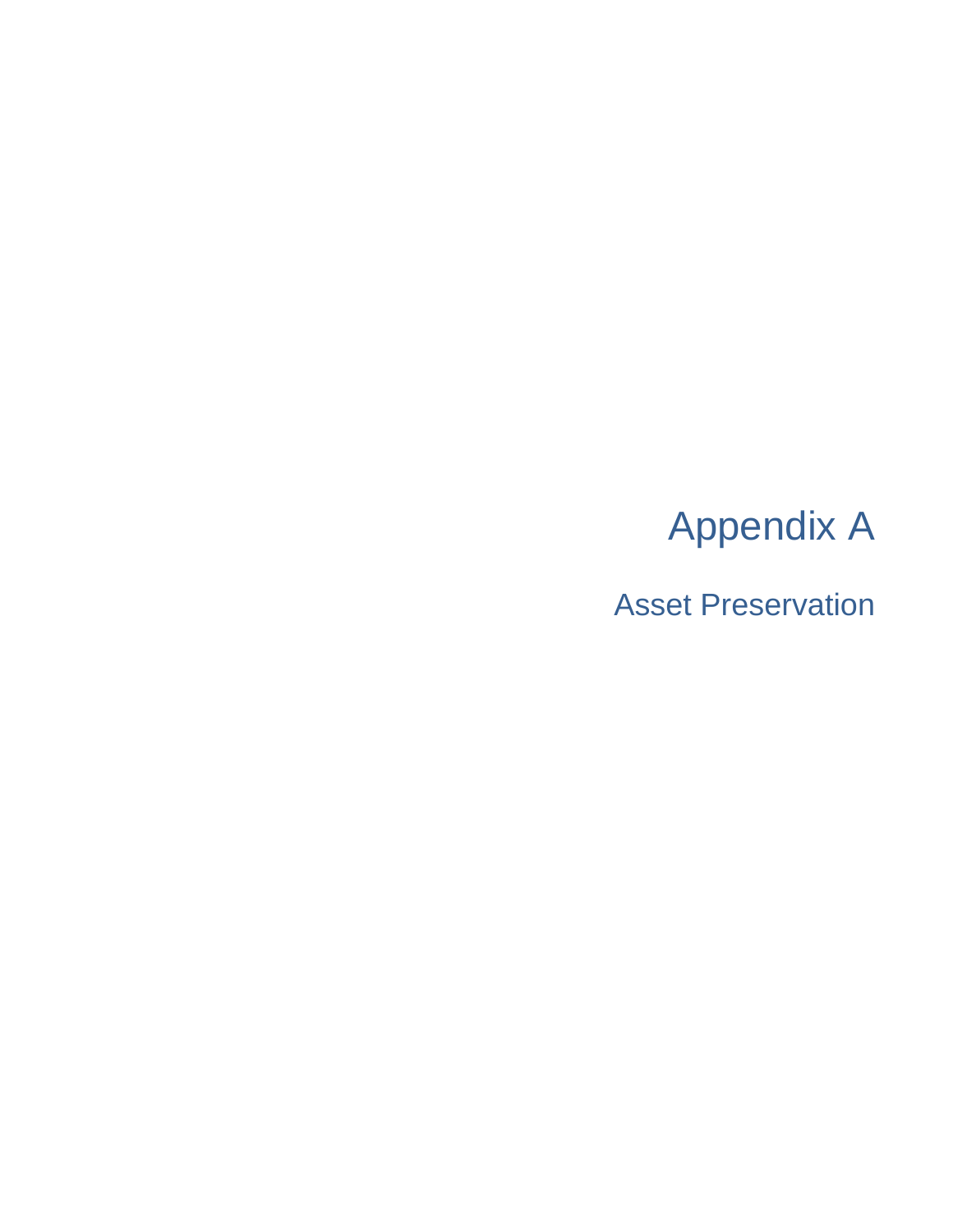# Appendix A

## Asset Preservation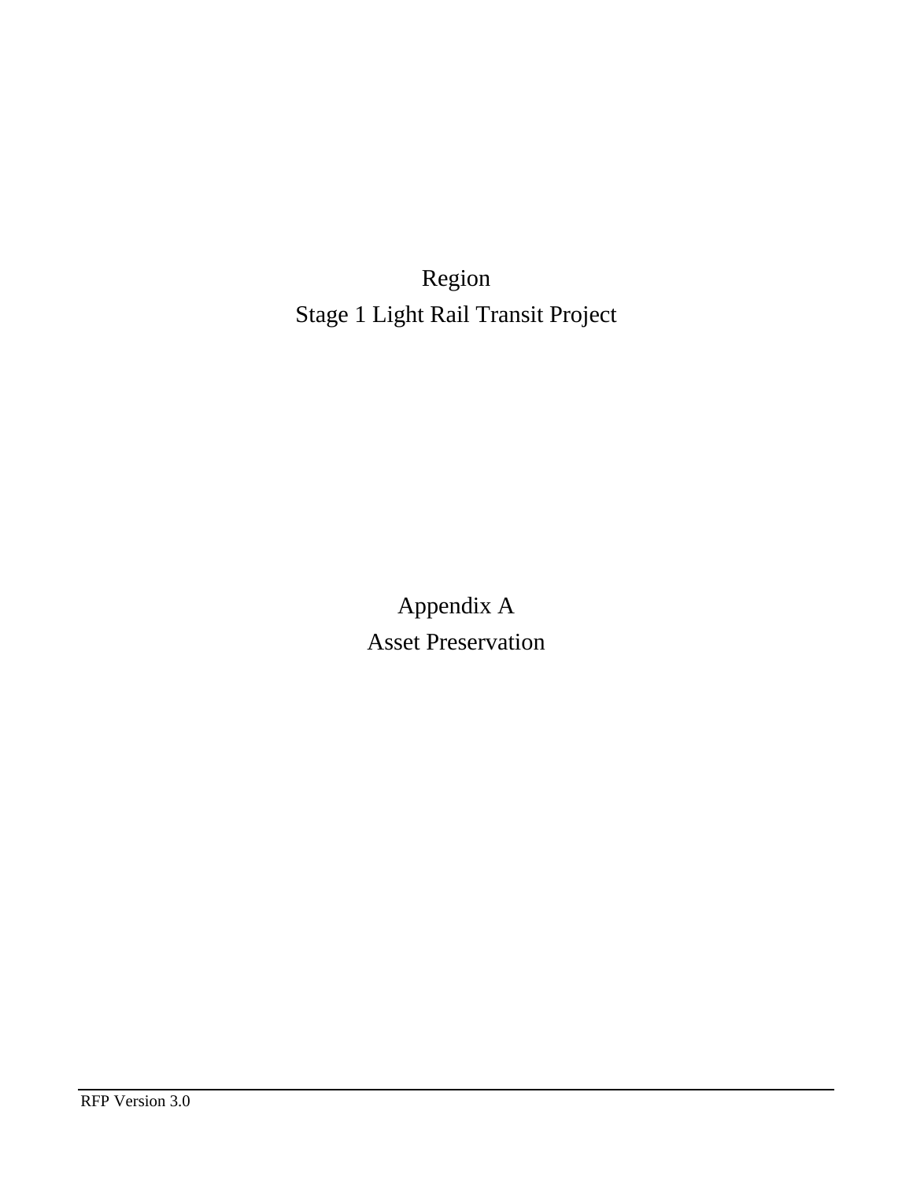# Region
# Stage 1 Light Rail Transit Project

# Appendix A
# Asset Preservation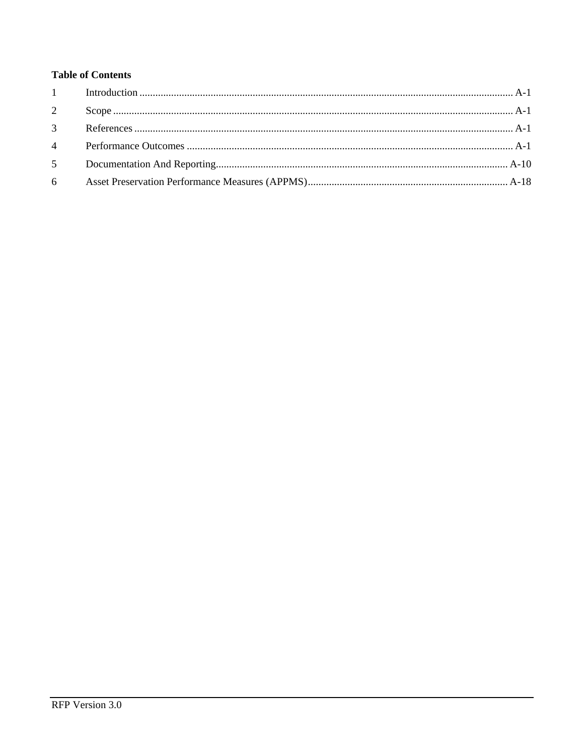**Table of Contents**

1 Introduction ........................................................................................................................................ A-1

2 Scope ................................................................................................................................................. A-1

3 References ......................................................................................................................................... A-1

4 Performance Outcomes ..................................................................................................................... A-1

5 Documentation And Reporting......................................................................................................... A-10

6 Asset Preservation Performance Measures (APPMS)....................................................................... A-18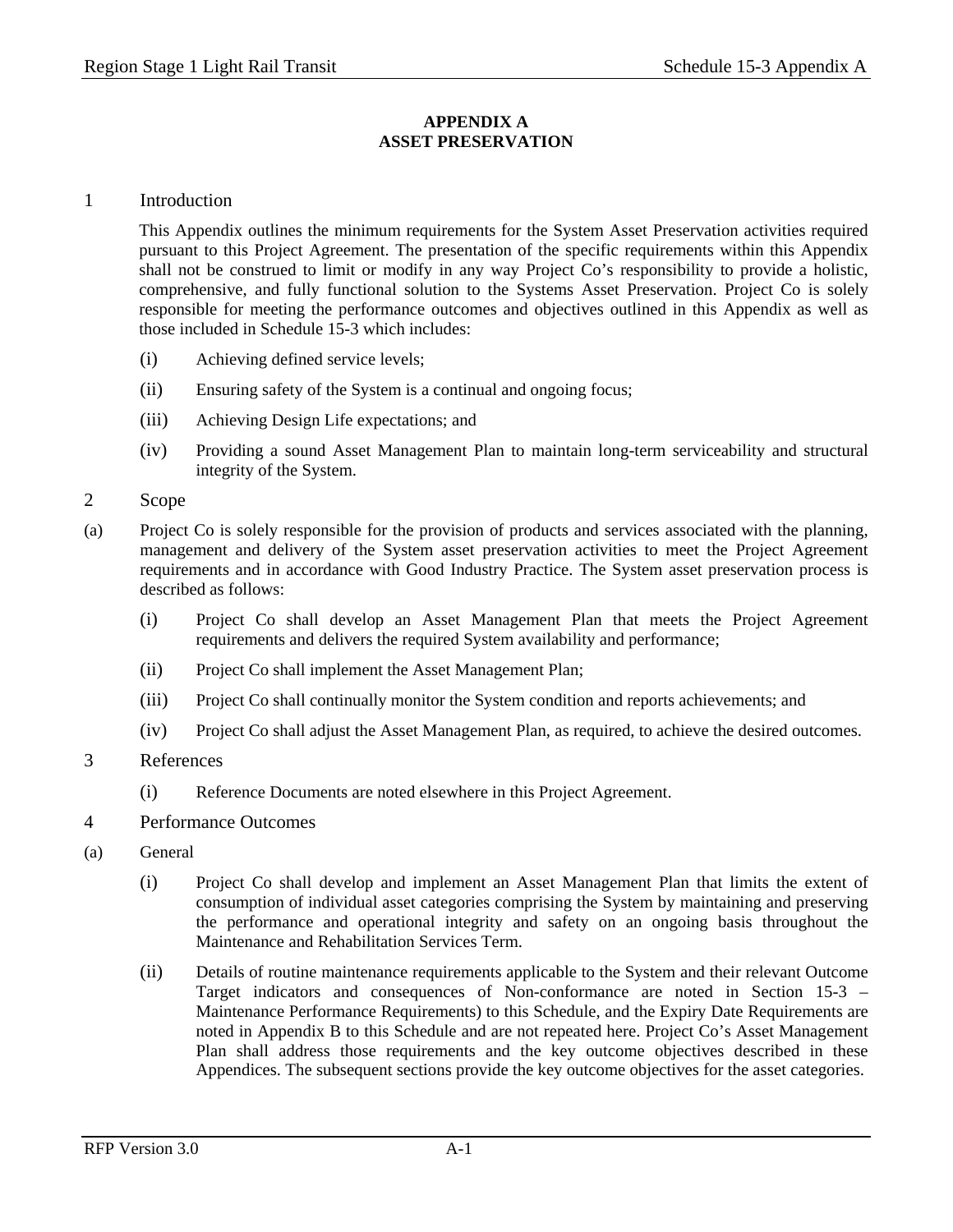**APPENDIX A**
**ASSET PRESERVATION**

## 1 Introduction

This Appendix outlines the minimum requirements for the System Asset Preservation activities required pursuant to this Project Agreement. The presentation of the specific requirements within this Appendix shall not be construed to limit or modify in any way Project Co's responsibility to provide a holistic, comprehensive, and fully functional solution to the Systems Asset Preservation. Project Co is solely responsible for meeting the performance outcomes and objectives outlined in this Appendix as well as those included in Schedule 15-3 which includes:

(i) Achieving defined service levels;

(ii) Ensuring safety of the System is a continual and ongoing focus;

(iii) Achieving Design Life expectations; and

(iv) Providing a sound Asset Management Plan to maintain long-term serviceability and structural integrity of the System.

## 2 Scope

(a) Project Co is solely responsible for the provision of products and services associated with the planning, management and delivery of the System asset preservation activities to meet the Project Agreement requirements and in accordance with Good Industry Practice. The System asset preservation process is described as follows:

(i) Project Co shall develop an Asset Management Plan that meets the Project Agreement requirements and delivers the required System availability and performance;

(ii) Project Co shall implement the Asset Management Plan;

(iii) Project Co shall continually monitor the System condition and reports achievements; and

(iv) Project Co shall adjust the Asset Management Plan, as required, to achieve the desired outcomes.

## 3 References

(i) Reference Documents are noted elsewhere in this Project Agreement.

## 4 Performance Outcomes

(a) General

(i) Project Co shall develop and implement an Asset Management Plan that limits the extent of consumption of individual asset categories comprising the System by maintaining and preserving the performance and operational integrity and safety on an ongoing basis throughout the Maintenance and Rehabilitation Services Term.

(ii) Details of routine maintenance requirements applicable to the System and their relevant Outcome Target indicators and consequences of Non-conformance are noted in Section 15-3 – Maintenance Performance Requirements) to this Schedule, and the Expiry Date Requirements are noted in Appendix B to this Schedule and are not repeated here. Project Co's Asset Management Plan shall address those requirements and the key outcome objectives described in these Appendices. The subsequent sections provide the key outcome objectives for the asset categories.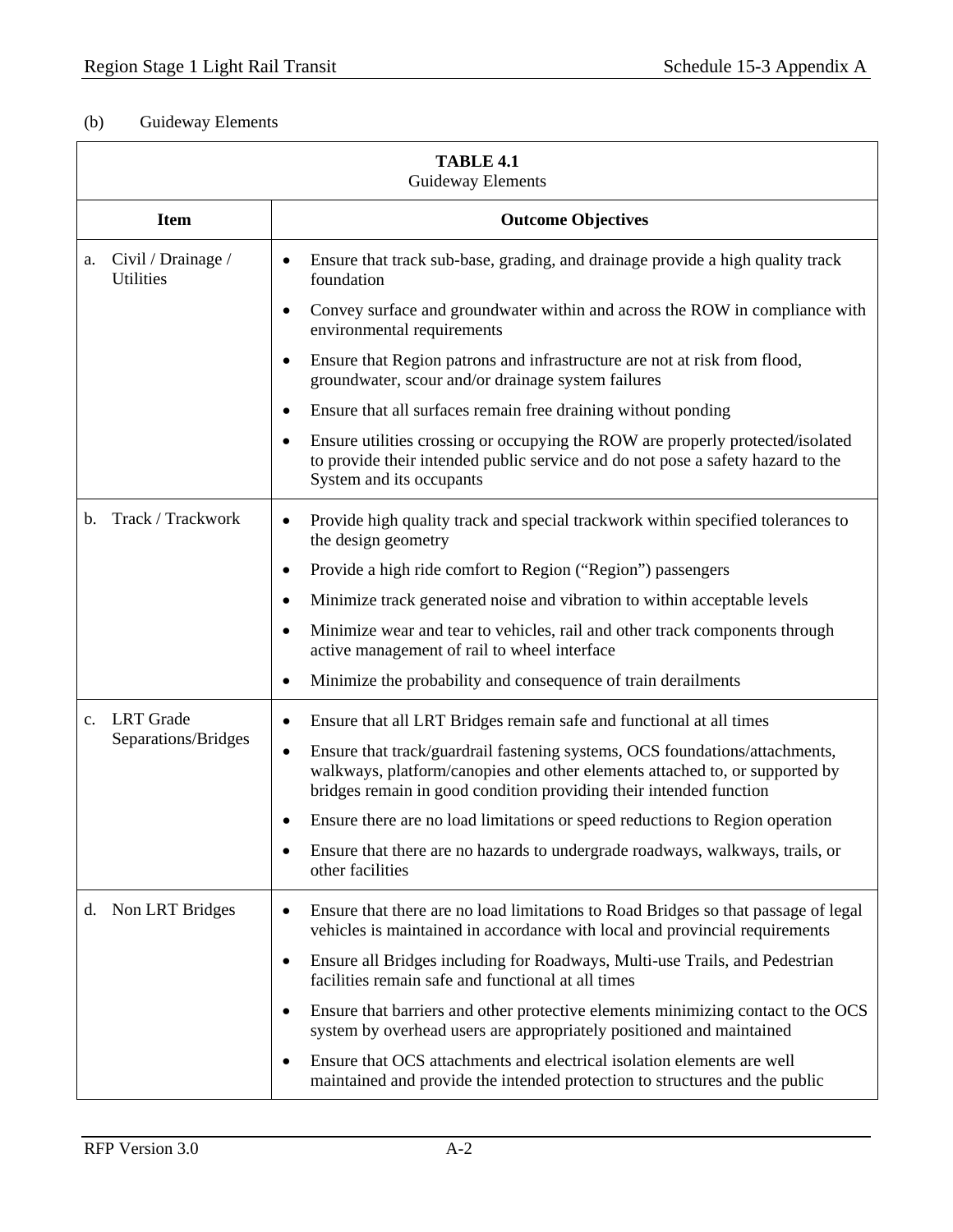(b) Guideway Elements

| **TABLE 4.1**<br>Guideway Elements | |
|---|---|
| **Item** | **Outcome Objectives** |
| a. Civil / Drainage / Utilities | • Ensure that track sub-base, grading, and drainage provide a high quality track foundation<br>• Convey surface and groundwater within and across the ROW in compliance with environmental requirements<br>• Ensure that Region patrons and infrastructure are not at risk from flood, groundwater, scour and/or drainage system failures<br>• Ensure that all surfaces remain free draining without ponding<br>• Ensure utilities crossing or occupying the ROW are properly protected/isolated to provide their intended public service and do not pose a safety hazard to the System and its occupants |
| b. Track / Trackwork | • Provide high quality track and special trackwork within specified tolerances to the design geometry<br>• Provide a high ride comfort to Region ("Region") passengers<br>• Minimize track generated noise and vibration to within acceptable levels<br>• Minimize wear and tear to vehicles, rail and other track components through active management of rail to wheel interface<br>• Minimize the probability and consequence of train derailments |
| c. LRT Grade Separations/Bridges | • Ensure that all LRT Bridges remain safe and functional at all times<br>• Ensure that track/guardrail fastening systems, OCS foundations/attachments, walkways, platform/canopies and other elements attached to, or supported by bridges remain in good condition providing their intended function<br>• Ensure there are no load limitations or speed reductions to Region operation<br>• Ensure that there are no hazards to undergrade roadways, walkways, trails, or other facilities |
| d. Non LRT Bridges | • Ensure that there are no load limitations to Road Bridges so that passage of legal vehicles is maintained in accordance with local and provincial requirements<br>• Ensure all Bridges including for Roadways, Multi-use Trails, and Pedestrian facilities remain safe and functional at all times<br>• Ensure that barriers and other protective elements minimizing contact to the OCS system by overhead users are appropriately positioned and maintained<br>• Ensure that OCS attachments and electrical isolation elements are well maintained and provide the intended protection to structures and the public |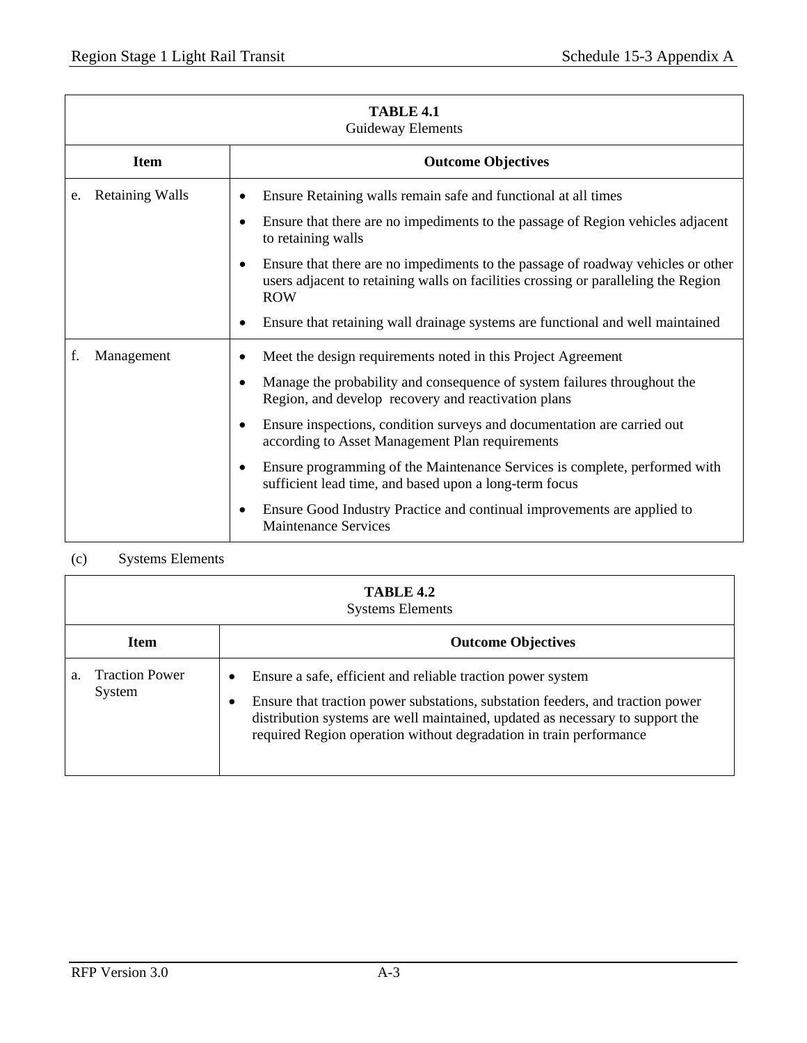**TABLE 4.1**
Guideway Elements

| Item | Outcome Objectives |
|---|---|
| e. Retaining Walls | • Ensure Retaining walls remain safe and functional at all times<br>• Ensure that there are no impediments to the passage of Region vehicles adjacent to retaining walls<br>• Ensure that there are no impediments to the passage of roadway vehicles or other users adjacent to retaining walls on facilities crossing or paralleling the Region ROW<br>• Ensure that retaining wall drainage systems are functional and well maintained |
| f. Management | • Meet the design requirements noted in this Project Agreement<br>• Manage the probability and consequence of system failures throughout the Region, and develop recovery and reactivation plans<br>• Ensure inspections, condition surveys and documentation are carried out according to Asset Management Plan requirements<br>• Ensure programming of the Maintenance Services is complete, performed with sufficient lead time, and based upon a long-term focus<br>• Ensure Good Industry Practice and continual improvements are applied to Maintenance Services |

(c) Systems Elements

**TABLE 4.2**
Systems Elements

| Item | Outcome Objectives |
|---|---|
| a. Traction Power System | • Ensure a safe, efficient and reliable traction power system<br>• Ensure that traction power substations, substation feeders, and traction power distribution systems are well maintained, updated as necessary to support the required Region operation without degradation in train performance |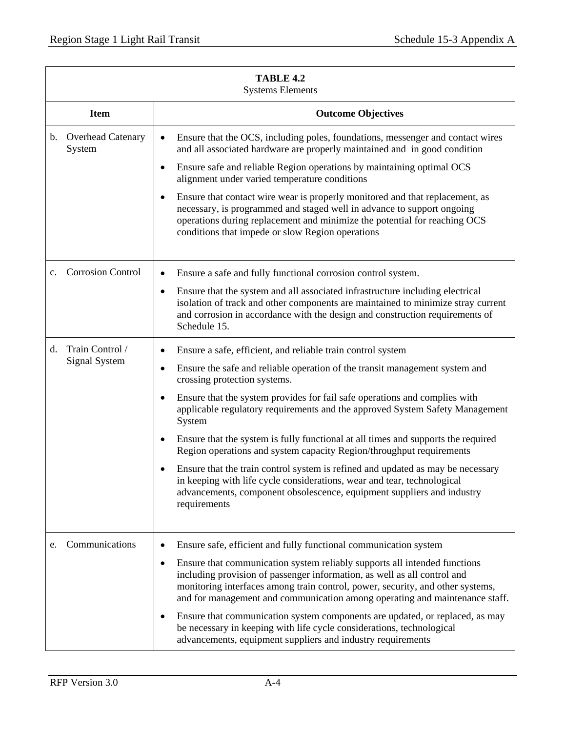**TABLE 4.2**
Systems Elements

| Item | Outcome Objectives |
|---|---|
| b. Overhead Catenary System | • Ensure that the OCS, including poles, foundations, messenger and contact wires and all associated hardware are properly maintained and in good condition<br>• Ensure safe and reliable Region operations by maintaining optimal OCS alignment under varied temperature conditions<br>• Ensure that contact wire wear is properly monitored and that replacement, as necessary, is programmed and staged well in advance to support ongoing operations during replacement and minimize the potential for reaching OCS conditions that impede or slow Region operations |
| c. Corrosion Control | • Ensure a safe and fully functional corrosion control system.<br>• Ensure that the system and all associated infrastructure including electrical isolation of track and other components are maintained to minimize stray current and corrosion in accordance with the design and construction requirements of Schedule 15. |
| d. Train Control / Signal System | • Ensure a safe, efficient, and reliable train control system<br>• Ensure the safe and reliable operation of the transit management system and crossing protection systems.<br>• Ensure that the system provides for fail safe operations and complies with applicable regulatory requirements and the approved System Safety Management System<br>• Ensure that the system is fully functional at all times and supports the required Region operations and system capacity Region/throughput requirements<br>• Ensure that the train control system is refined and updated as may be necessary in keeping with life cycle considerations, wear and tear, technological advancements, component obsolescence, equipment suppliers and industry requirements |
| e. Communications | • Ensure safe, efficient and fully functional communication system<br>• Ensure that communication system reliably supports all intended functions including provision of passenger information, as well as all control and monitoring interfaces among train control, power, security, and other systems, and for management and communication among operating and maintenance staff.<br>• Ensure that communication system components are updated, or replaced, as may be necessary in keeping with life cycle considerations, technological advancements, equipment suppliers and industry requirements |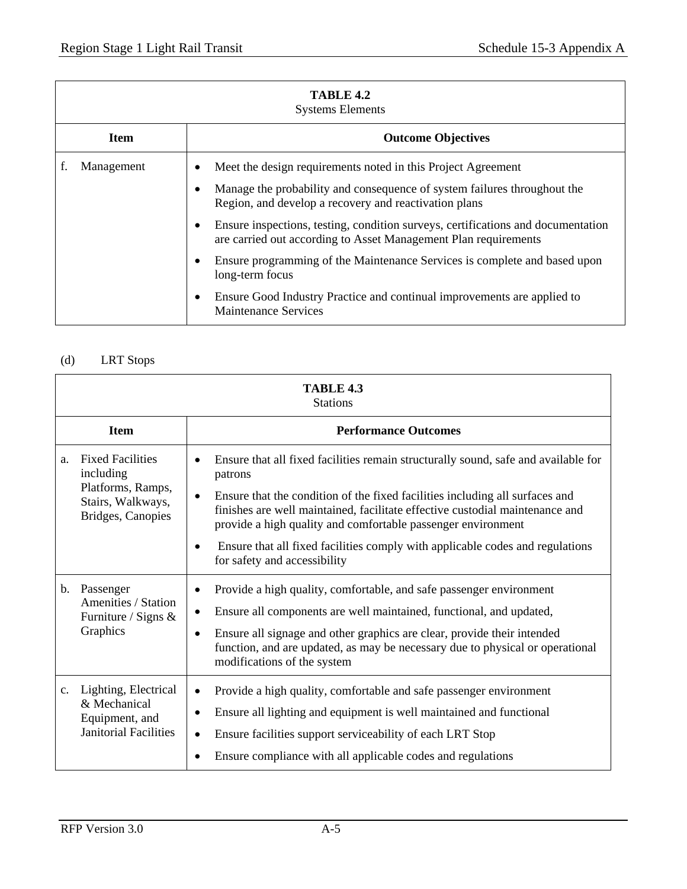| **TABLE 4.2**<br>Systems Elements | |
|---|---|
| **Item** | **Outcome Objectives** |
| f. Management | • Meet the design requirements noted in this Project Agreement<br>• Manage the probability and consequence of system failures throughout the Region, and develop a recovery and reactivation plans<br>• Ensure inspections, testing, condition surveys, certifications and documentation are carried out according to Asset Management Plan requirements<br>• Ensure programming of the Maintenance Services is complete and based upon long-term focus<br>• Ensure Good Industry Practice and continual improvements are applied to Maintenance Services |

(d) LRT Stops

| **TABLE 4.3**<br>Stations | |
|---|---|
| **Item** | **Performance Outcomes** |
| a. Fixed Facilities including Platforms, Ramps, Stairs, Walkways, Bridges, Canopies | • Ensure that all fixed facilities remain structurally sound, safe and available for patrons<br>• Ensure that the condition of the fixed facilities including all surfaces and finishes are well maintained, facilitate effective custodial maintenance and provide a high quality and comfortable passenger environment<br>• Ensure that all fixed facilities comply with applicable codes and regulations for safety and accessibility |
| b. Passenger Amenities / Station Furniture / Signs & Graphics | • Provide a high quality, comfortable, and safe passenger environment<br>• Ensure all components are well maintained, functional, and updated,<br>• Ensure all signage and other graphics are clear, provide their intended function, and are updated, as may be necessary due to physical or operational modifications of the system |
| c. Lighting, Electrical & Mechanical Equipment, and Janitorial Facilities | • Provide a high quality, comfortable and safe passenger environment<br>• Ensure all lighting and equipment is well maintained and functional<br>• Ensure facilities support serviceability of each LRT Stop<br>• Ensure compliance with all applicable codes and regulations |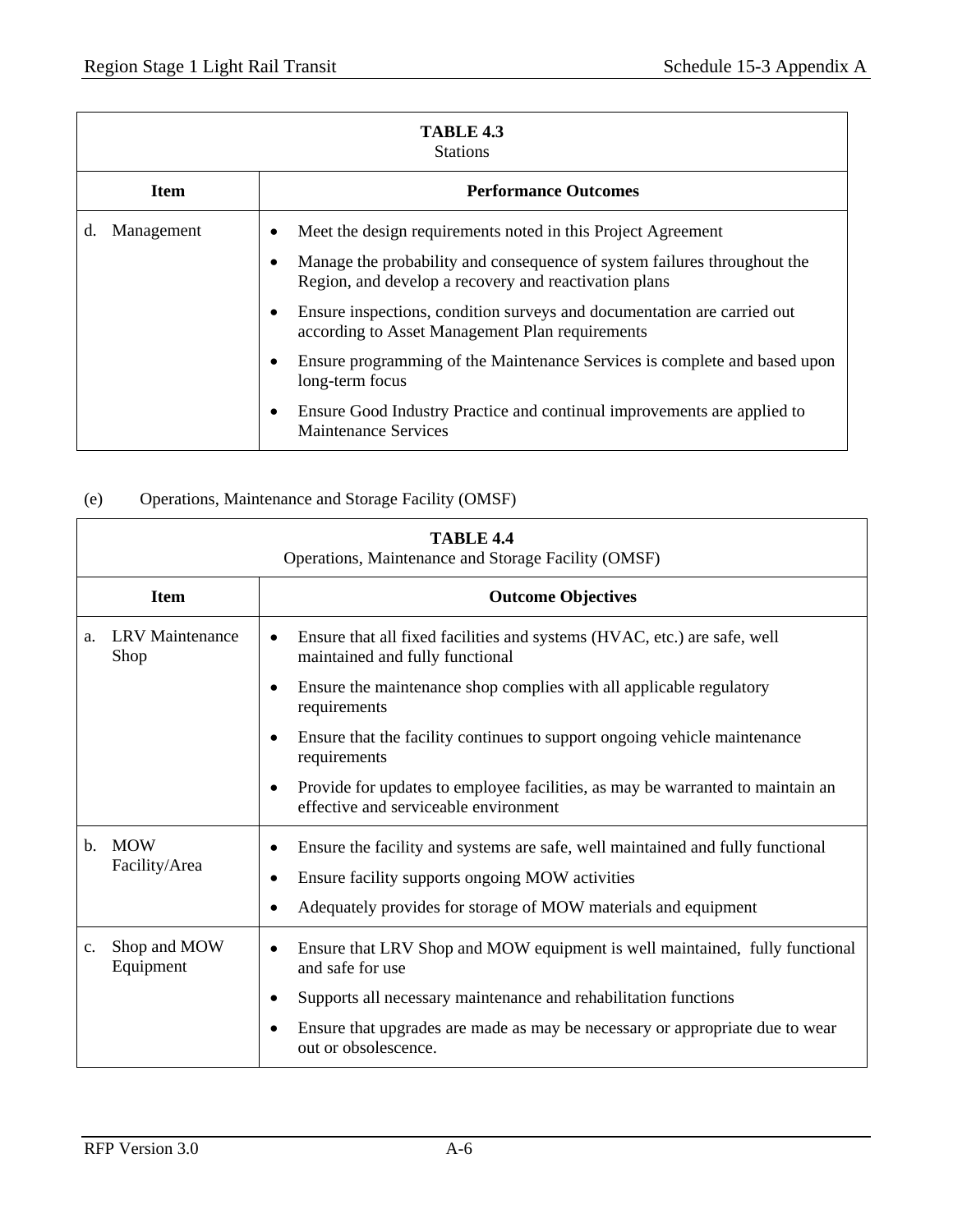| **TABLE 4.3**<br>Stations | |
|---|---|
| **Item** | **Performance Outcomes** |
| d. Management | • Meet the design requirements noted in this Project Agreement<br>• Manage the probability and consequence of system failures throughout the Region, and develop a recovery and reactivation plans<br>• Ensure inspections, condition surveys and documentation are carried out according to Asset Management Plan requirements<br>• Ensure programming of the Maintenance Services is complete and based upon long-term focus<br>• Ensure Good Industry Practice and continual improvements are applied to Maintenance Services |

(e) Operations, Maintenance and Storage Facility (OMSF)

| **TABLE 4.4**<br>Operations, Maintenance and Storage Facility (OMSF) | |
|---|---|
| **Item** | **Outcome Objectives** |
| a. LRV Maintenance Shop | • Ensure that all fixed facilities and systems (HVAC, etc.) are safe, well maintained and fully functional<br>• Ensure the maintenance shop complies with all applicable regulatory requirements<br>• Ensure that the facility continues to support ongoing vehicle maintenance requirements<br>• Provide for updates to employee facilities, as may be warranted to maintain an effective and serviceable environment |
| b. MOW Facility/Area | • Ensure the facility and systems are safe, well maintained and fully functional<br>• Ensure facility supports ongoing MOW activities<br>• Adequately provides for storage of MOW materials and equipment |
| c. Shop and MOW Equipment | • Ensure that LRV Shop and MOW equipment is well maintained, fully functional and safe for use<br>• Supports all necessary maintenance and rehabilitation functions<br>• Ensure that upgrades are made as may be necessary or appropriate due to wear out or obsolescence. |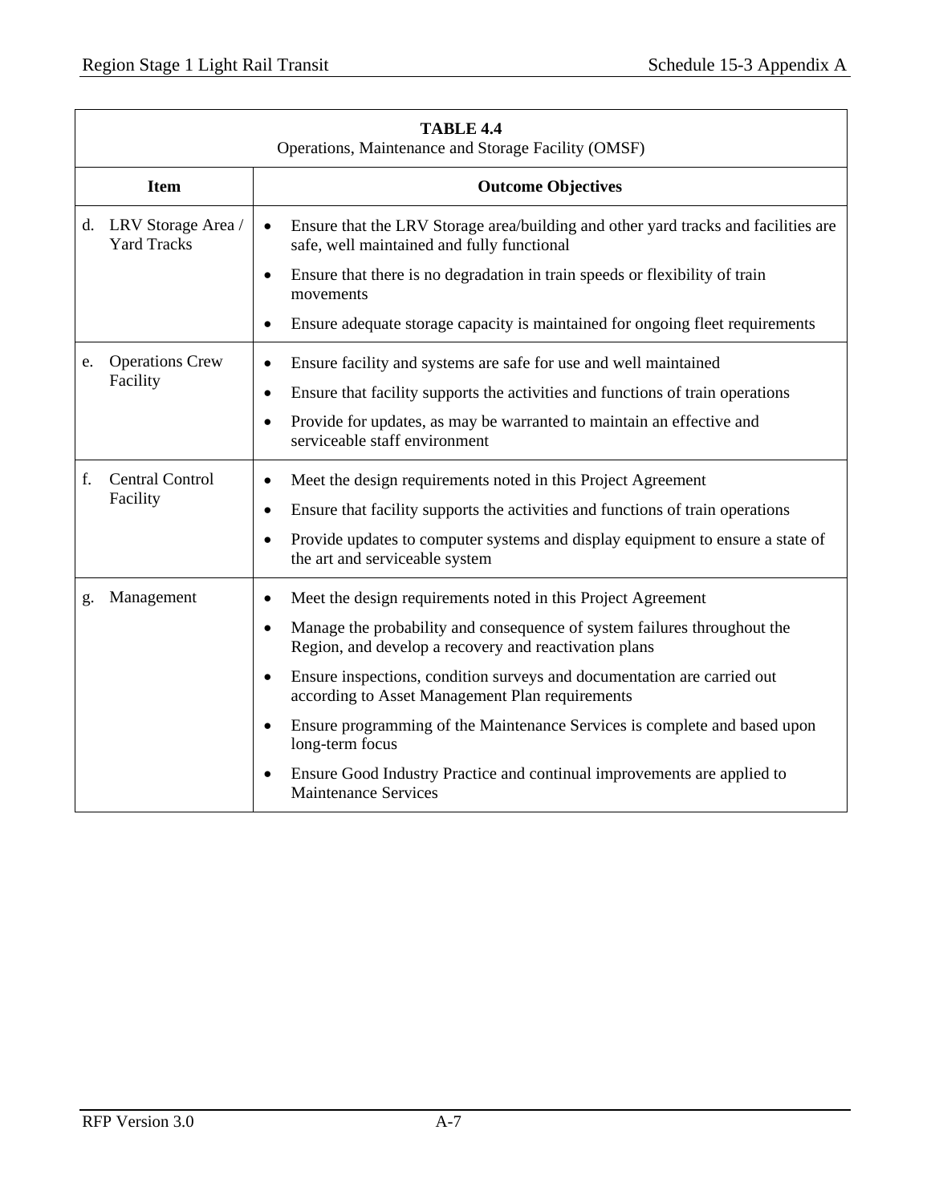| TABLE 4.4<br>Operations, Maintenance and Storage Facility (OMSF) | |
|---|---|
| **Item** | **Outcome Objectives** |
| d. LRV Storage Area / Yard Tracks | • Ensure that the LRV Storage area/building and other yard tracks and facilities are safe, well maintained and fully functional<br>• Ensure that there is no degradation in train speeds or flexibility of train movements<br>• Ensure adequate storage capacity is maintained for ongoing fleet requirements |
| e. Operations Crew Facility | • Ensure facility and systems are safe for use and well maintained<br>• Ensure that facility supports the activities and functions of train operations<br>• Provide for updates, as may be warranted to maintain an effective and serviceable staff environment |
| f. Central Control Facility | • Meet the design requirements noted in this Project Agreement<br>• Ensure that facility supports the activities and functions of train operations<br>• Provide updates to computer systems and display equipment to ensure a state of the art and serviceable system |
| g. Management | • Meet the design requirements noted in this Project Agreement<br>• Manage the probability and consequence of system failures throughout the Region, and develop a recovery and reactivation plans<br>• Ensure inspections, condition surveys and documentation are carried out according to Asset Management Plan requirements<br>• Ensure programming of the Maintenance Services is complete and based upon long-term focus<br>• Ensure Good Industry Practice and continual improvements are applied to Maintenance Services |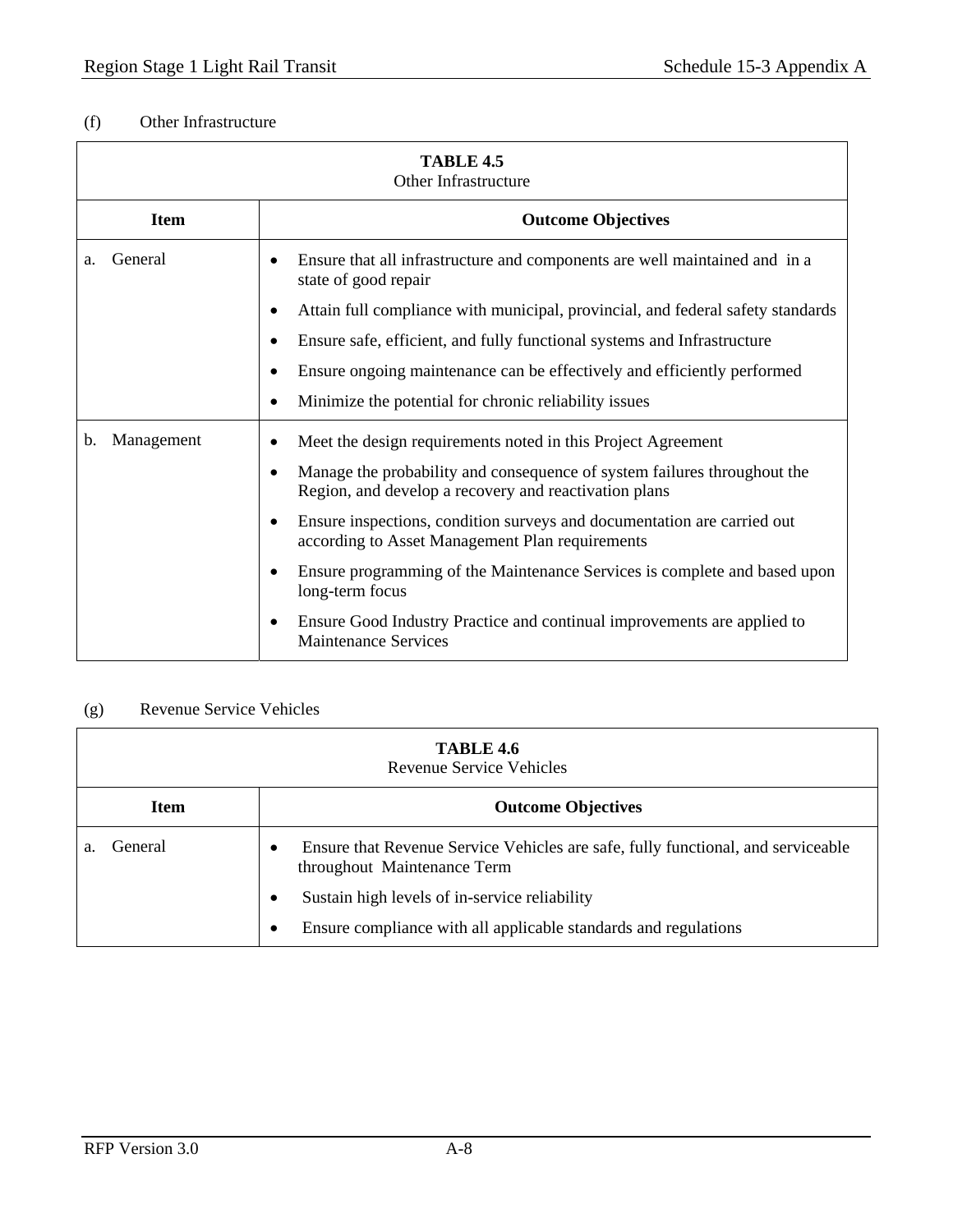(f) Other Infrastructure

| TABLE 4.5<br>Other Infrastructure | |
|---|---|
| **Item** | **Outcome Objectives** |
| a. General | • Ensure that all infrastructure and components are well maintained and in a state of good repair<br>• Attain full compliance with municipal, provincial, and federal safety standards<br>• Ensure safe, efficient, and fully functional systems and Infrastructure<br>• Ensure ongoing maintenance can be effectively and efficiently performed<br>• Minimize the potential for chronic reliability issues |
| b. Management | • Meet the design requirements noted in this Project Agreement<br>• Manage the probability and consequence of system failures throughout the Region, and develop a recovery and reactivation plans<br>• Ensure inspections, condition surveys and documentation are carried out according to Asset Management Plan requirements<br>• Ensure programming of the Maintenance Services is complete and based upon long-term focus<br>• Ensure Good Industry Practice and continual improvements are applied to Maintenance Services |

(g) Revenue Service Vehicles

| TABLE 4.6<br>Revenue Service Vehicles | |
|---|---|
| **Item** | **Outcome Objectives** |
| a. General | • Ensure that Revenue Service Vehicles are safe, fully functional, and serviceable throughout Maintenance Term<br>• Sustain high levels of in-service reliability<br>• Ensure compliance with all applicable standards and regulations |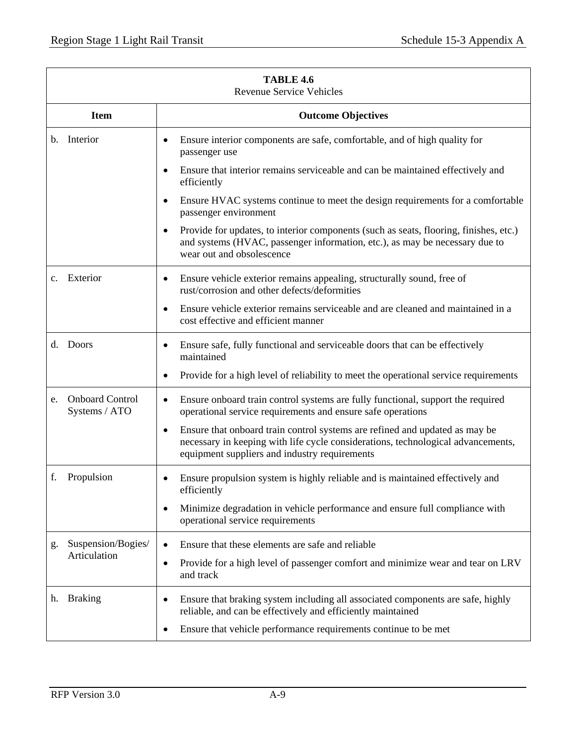**TABLE 4.6**
Revenue Service Vehicles

| Item | Outcome Objectives |
|---|---|
| b. Interior | • Ensure interior components are safe, comfortable, and of high quality for passenger use<br>• Ensure that interior remains serviceable and can be maintained effectively and efficiently<br>• Ensure HVAC systems continue to meet the design requirements for a comfortable passenger environment<br>• Provide for updates, to interior components (such as seats, flooring, finishes, etc.) and systems (HVAC, passenger information, etc.), as may be necessary due to wear out and obsolescence |
| c. Exterior | • Ensure vehicle exterior remains appealing, structurally sound, free of rust/corrosion and other defects/deformities<br>• Ensure vehicle exterior remains serviceable and are cleaned and maintained in a cost effective and efficient manner |
| d. Doors | • Ensure safe, fully functional and serviceable doors that can be effectively maintained<br>• Provide for a high level of reliability to meet the operational service requirements |
| e. Onboard Control Systems / ATO | • Ensure onboard train control systems are fully functional, support the required operational service requirements and ensure safe operations<br>• Ensure that onboard train control systems are refined and updated as may be necessary in keeping with life cycle considerations, technological advancements, equipment suppliers and industry requirements |
| f. Propulsion | • Ensure propulsion system is highly reliable and is maintained effectively and efficiently<br>• Minimize degradation in vehicle performance and ensure full compliance with operational service requirements |
| g. Suspension/Bogies/ Articulation | • Ensure that these elements are safe and reliable<br>• Provide for a high level of passenger comfort and minimize wear and tear on LRV and track |
| h. Braking | • Ensure that braking system including all associated components are safe, highly reliable, and can be effectively and efficiently maintained<br>• Ensure that vehicle performance requirements continue to be met |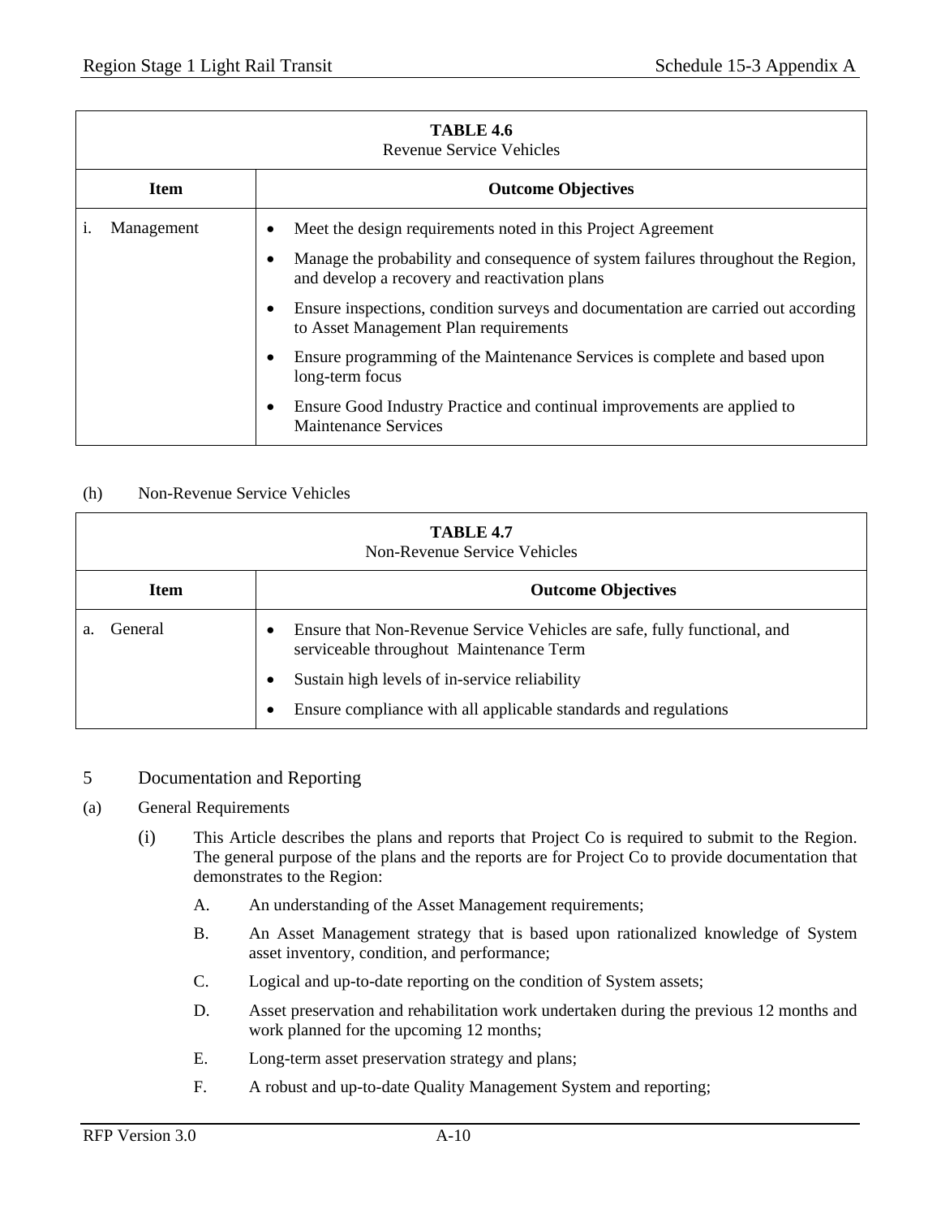| TABLE 4.6<br>Revenue Service Vehicles | |
|---|---|
| **Item** | **Outcome Objectives** |
| i. Management | • Meet the design requirements noted in this Project Agreement<br>• Manage the probability and consequence of system failures throughout the Region, and develop a recovery and reactivation plans<br>• Ensure inspections, condition surveys and documentation are carried out according to Asset Management Plan requirements<br>• Ensure programming of the Maintenance Services is complete and based upon long-term focus<br>• Ensure Good Industry Practice and continual improvements are applied to Maintenance Services |

(h) Non-Revenue Service Vehicles

| TABLE 4.7<br>Non-Revenue Service Vehicles | |
|---|---|
| **Item** | **Outcome Objectives** |
| a. General | • Ensure that Non-Revenue Service Vehicles are safe, fully functional, and serviceable throughout Maintenance Term<br>• Sustain high levels of in-service reliability<br>• Ensure compliance with all applicable standards and regulations |

## 5 Documentation and Reporting

(a) General Requirements

(i) This Article describes the plans and reports that Project Co is required to submit to the Region. The general purpose of the plans and the reports are for Project Co to provide documentation that demonstrates to the Region:

A. An understanding of the Asset Management requirements;

B. An Asset Management strategy that is based upon rationalized knowledge of System asset inventory, condition, and performance;

C. Logical and up-to-date reporting on the condition of System assets;

D. Asset preservation and rehabilitation work undertaken during the previous 12 months and work planned for the upcoming 12 months;

E. Long-term asset preservation strategy and plans;

F. A robust and up-to-date Quality Management System and reporting;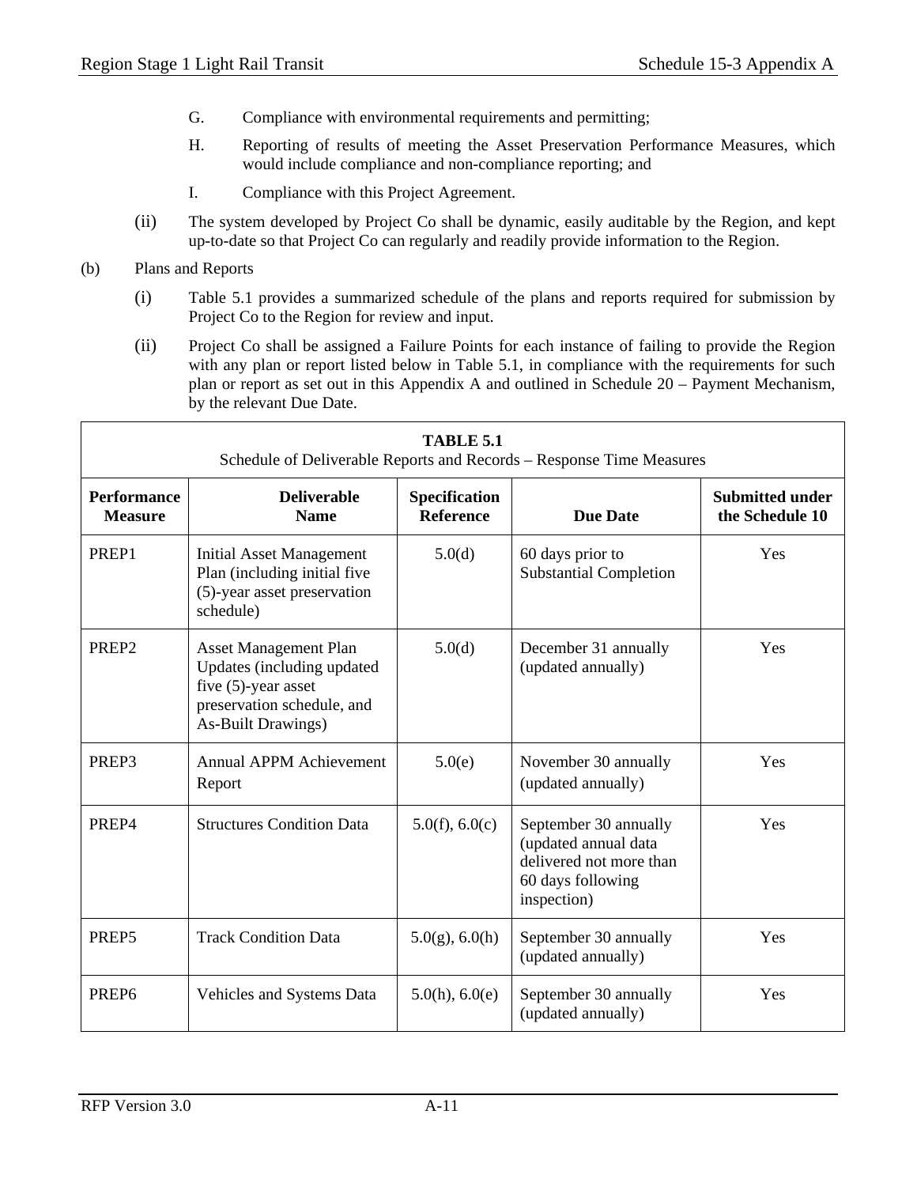G. Compliance with environmental requirements and permitting;

H. Reporting of results of meeting the Asset Preservation Performance Measures, which would include compliance and non-compliance reporting; and

I. Compliance with this Project Agreement.

(ii) The system developed by Project Co shall be dynamic, easily auditable by the Region, and kept up-to-date so that Project Co can regularly and readily provide information to the Region.

(b) Plans and Reports

(i) Table 5.1 provides a summarized schedule of the plans and reports required for submission by Project Co to the Region for review and input.

(ii) Project Co shall be assigned a Failure Points for each instance of failing to provide the Region with any plan or report listed below in Table 5.1, in compliance with the requirements for such plan or report as set out in this Appendix A and outlined in Schedule 20 – Payment Mechanism, by the relevant Due Date.

**TABLE 5.1**
Schedule of Deliverable Reports and Records – Response Time Measures

| Performance Measure | Deliverable Name | Specification Reference | Due Date | Submitted under the Schedule 10 |
|---|---|---|---|---|
| PREP1 | Initial Asset Management Plan (including initial five (5)-year asset preservation schedule) | 5.0(d) | 60 days prior to Substantial Completion | Yes |
| PREP2 | Asset Management Plan Updates (including updated five (5)-year asset preservation schedule, and As-Built Drawings) | 5.0(d) | December 31 annually (updated annually) | Yes |
| PREP3 | Annual APPM Achievement Report | 5.0(e) | November 30 annually (updated annually) | Yes |
| PREP4 | Structures Condition Data | 5.0(f), 6.0(c) | September 30 annually (updated annual data delivered not more than 60 days following inspection) | Yes |
| PREP5 | Track Condition Data | 5.0(g), 6.0(h) | September 30 annually (updated annually) | Yes |
| PREP6 | Vehicles and Systems Data | 5.0(h), 6.0(e) | September 30 annually (updated annually) | Yes |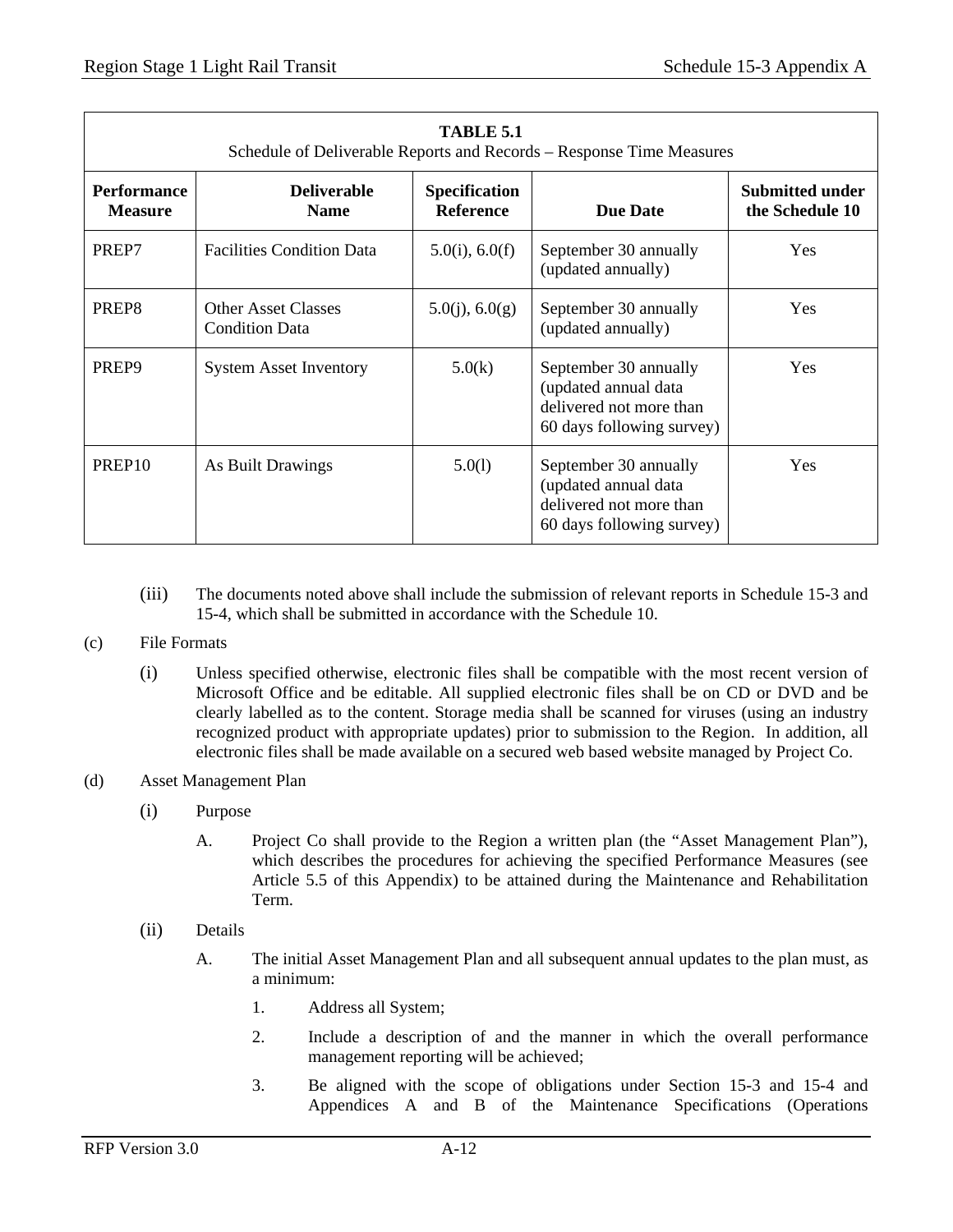| TABLE 5.1<br>Schedule of Deliverable Reports and Records – Response Time Measures | | | | |
|---|---|---|---|---|
| **Performance Measure** | **Deliverable Name** | **Specification Reference** | **Due Date** | **Submitted under the Schedule 10** |
| PREP7 | Facilities Condition Data | 5.0(i), 6.0(f) | September 30 annually (updated annually) | Yes |
| PREP8 | Other Asset Classes Condition Data | 5.0(j), 6.0(g) | September 30 annually (updated annually) | Yes |
| PREP9 | System Asset Inventory | 5.0(k) | September 30 annually (updated annual data delivered not more than 60 days following survey) | Yes |
| PREP10 | As Built Drawings | 5.0(l) | September 30 annually (updated annual data delivered not more than 60 days following survey) | Yes |

(iii) The documents noted above shall include the submission of relevant reports in Schedule 15-3 and 15-4, which shall be submitted in accordance with the Schedule 10.

(c) File Formats

(i) Unless specified otherwise, electronic files shall be compatible with the most recent version of Microsoft Office and be editable. All supplied electronic files shall be on CD or DVD and be clearly labelled as to the content. Storage media shall be scanned for viruses (using an industry recognized product with appropriate updates) prior to submission to the Region. In addition, all electronic files shall be made available on a secured web based website managed by Project Co.

(d) Asset Management Plan

(i) Purpose

A. Project Co shall provide to the Region a written plan (the "Asset Management Plan"), which describes the procedures for achieving the specified Performance Measures (see Article 5.5 of this Appendix) to be attained during the Maintenance and Rehabilitation Term.

(ii) Details

A. The initial Asset Management Plan and all subsequent annual updates to the plan must, as a minimum:

1. Address all System;

2. Include a description of and the manner in which the overall performance management reporting will be achieved;

3. Be aligned with the scope of obligations under Section 15-3 and 15-4 and Appendices A and B of the Maintenance Specifications (Operations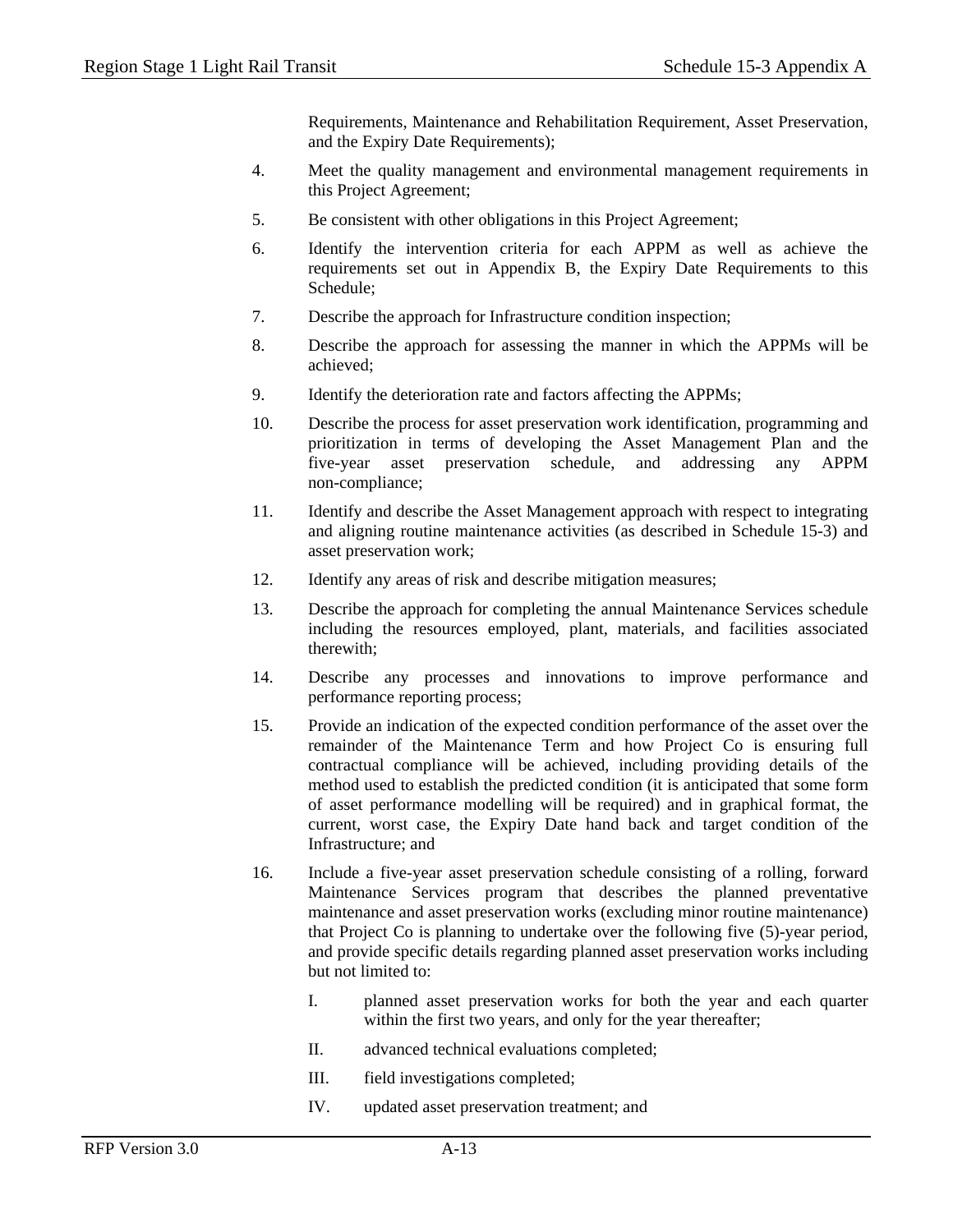Requirements, Maintenance and Rehabilitation Requirement, Asset Preservation, and the Expiry Date Requirements);

4. Meet the quality management and environmental management requirements in this Project Agreement;

5. Be consistent with other obligations in this Project Agreement;

6. Identify the intervention criteria for each APPM as well as achieve the requirements set out in Appendix B, the Expiry Date Requirements to this Schedule;

7. Describe the approach for Infrastructure condition inspection;

8. Describe the approach for assessing the manner in which the APPMs will be achieved;

9. Identify the deterioration rate and factors affecting the APPMs;

10. Describe the process for asset preservation work identification, programming and prioritization in terms of developing the Asset Management Plan and the five-year asset preservation schedule, and addressing any APPM non-compliance;

11. Identify and describe the Asset Management approach with respect to integrating and aligning routine maintenance activities (as described in Schedule 15-3) and asset preservation work;

12. Identify any areas of risk and describe mitigation measures;

13. Describe the approach for completing the annual Maintenance Services schedule including the resources employed, plant, materials, and facilities associated therewith;

14. Describe any processes and innovations to improve performance and performance reporting process;

15. Provide an indication of the expected condition performance of the asset over the remainder of the Maintenance Term and how Project Co is ensuring full contractual compliance will be achieved, including providing details of the method used to establish the predicted condition (it is anticipated that some form of asset performance modelling will be required) and in graphical format, the current, worst case, the Expiry Date hand back and target condition of the Infrastructure; and

16. Include a five-year asset preservation schedule consisting of a rolling, forward Maintenance Services program that describes the planned preventative maintenance and asset preservation works (excluding minor routine maintenance) that Project Co is planning to undertake over the following five (5)-year period, and provide specific details regarding planned asset preservation works including but not limited to:

    I. planned asset preservation works for both the year and each quarter within the first two years, and only for the year thereafter;

    II. advanced technical evaluations completed;

    III. field investigations completed;

    IV. updated asset preservation treatment; and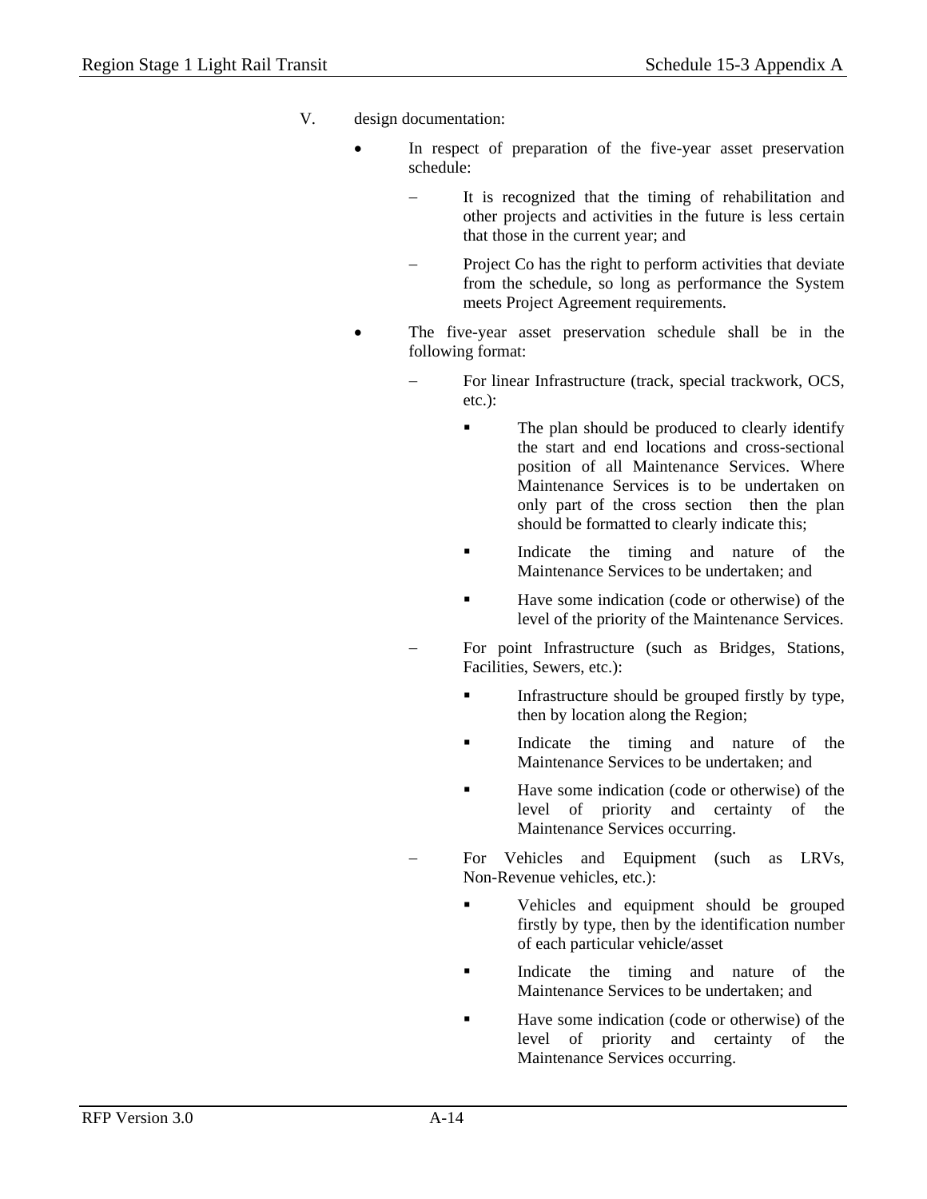V. design documentation:

- In respect of preparation of the five-year asset preservation schedule:
  - It is recognized that the timing of rehabilitation and other projects and activities in the future is less certain that those in the current year; and
  - Project Co has the right to perform activities that deviate from the schedule, so long as performance the System meets Project Agreement requirements.
- The five-year asset preservation schedule shall be in the following format:
  - For linear Infrastructure (track, special trackwork, OCS, etc.):
    - The plan should be produced to clearly identify the start and end locations and cross-sectional position of all Maintenance Services. Where Maintenance Services is to be undertaken on only part of the cross section then the plan should be formatted to clearly indicate this;
    - Indicate the timing and nature of the Maintenance Services to be undertaken; and
    - Have some indication (code or otherwise) of the level of the priority of the Maintenance Services.
  - For point Infrastructure (such as Bridges, Stations, Facilities, Sewers, etc.):
    - Infrastructure should be grouped firstly by type, then by location along the Region;
    - Indicate the timing and nature of the Maintenance Services to be undertaken; and
    - Have some indication (code or otherwise) of the level of priority and certainty of the Maintenance Services occurring.
  - For Vehicles and Equipment (such as LRVs, Non-Revenue vehicles, etc.):
    - Vehicles and equipment should be grouped firstly by type, then by the identification number of each particular vehicle/asset
    - Indicate the timing and nature of the Maintenance Services to be undertaken; and
    - Have some indication (code or otherwise) of the level of priority and certainty of the Maintenance Services occurring.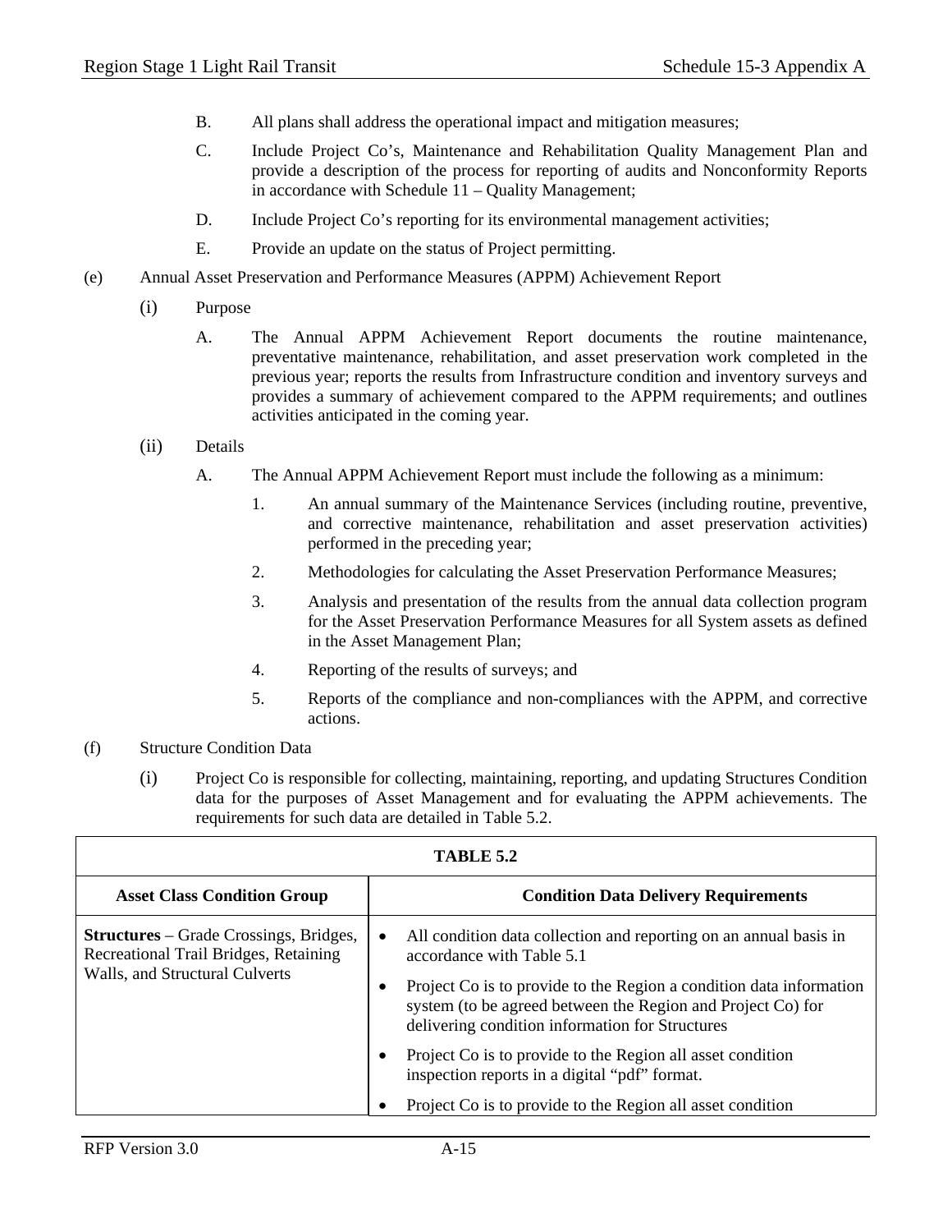B. All plans shall address the operational impact and mitigation measures;

C. Include Project Co's, Maintenance and Rehabilitation Quality Management Plan and provide a description of the process for reporting of audits and Nonconformity Reports in accordance with Schedule 11 – Quality Management;

D. Include Project Co's reporting for its environmental management activities;

E. Provide an update on the status of Project permitting.

(e) Annual Asset Preservation and Performance Measures (APPM) Achievement Report

(i) Purpose

A. The Annual APPM Achievement Report documents the routine maintenance, preventative maintenance, rehabilitation, and asset preservation work completed in the previous year; reports the results from Infrastructure condition and inventory surveys and provides a summary of achievement compared to the APPM requirements; and outlines activities anticipated in the coming year.

(ii) Details

A. The Annual APPM Achievement Report must include the following as a minimum:

1. An annual summary of the Maintenance Services (including routine, preventive, and corrective maintenance, rehabilitation and asset preservation activities) performed in the preceding year;
2. Methodologies for calculating the Asset Preservation Performance Measures;
3. Analysis and presentation of the results from the annual data collection program for the Asset Preservation Performance Measures for all System assets as defined in the Asset Management Plan;
4. Reporting of the results of surveys; and
5. Reports of the compliance and non-compliances with the APPM, and corrective actions.

(f) Structure Condition Data

(i) Project Co is responsible for collecting, maintaining, reporting, and updating Structures Condition data for the purposes of Asset Management and for evaluating the APPM achievements. The requirements for such data are detailed in Table 5.2.

| TABLE 5.2 | |
|---|---|
| **Asset Class Condition Group** | **Condition Data Delivery Requirements** |
| **Structures** – Grade Crossings, Bridges, Recreational Trail Bridges, Retaining Walls, and Structural Culverts | • All condition data collection and reporting on an annual basis in accordance with Table 5.1<br>• Project Co is to provide to the Region a condition data information system (to be agreed between the Region and Project Co) for delivering condition information for Structures<br>• Project Co is to provide to the Region all asset condition inspection reports in a digital "pdf" format.<br>• Project Co is to provide to the Region all asset condition |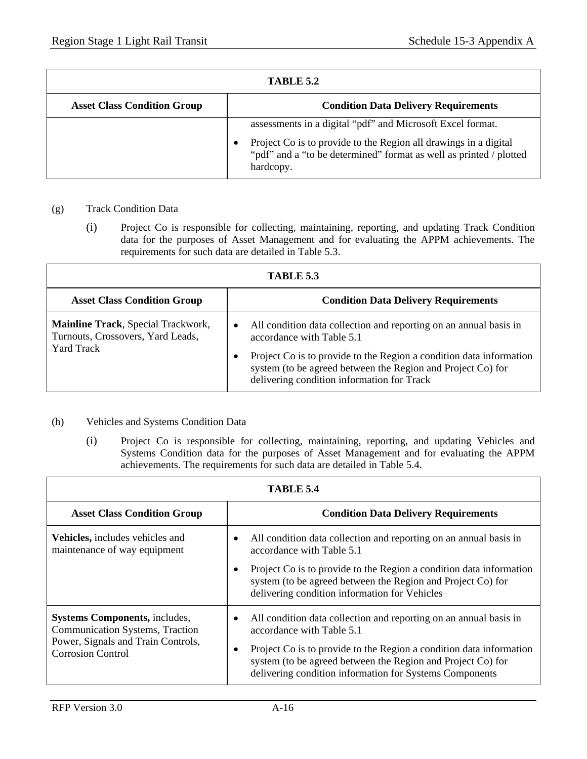| TABLE 5.2 | |
|---|---|
| **Asset Class Condition Group** | **Condition Data Delivery Requirements** |
| | assessments in a digital "pdf" and Microsoft Excel format.<br>• Project Co is to provide to the Region all drawings in a digital "pdf" and a "to be determined" format as well as printed / plotted hardcopy. |

(g) Track Condition Data

(i) Project Co is responsible for collecting, maintaining, reporting, and updating Track Condition data for the purposes of Asset Management and for evaluating the APPM achievements. The requirements for such data are detailed in Table 5.3.

| TABLE 5.3 | |
|---|---|
| **Asset Class Condition Group** | **Condition Data Delivery Requirements** |
| **Mainline Track**, Special Trackwork, Turnouts, Crossovers, Yard Leads, Yard Track | • All condition data collection and reporting on an annual basis in accordance with Table 5.1<br>• Project Co is to provide to the Region a condition data information system (to be agreed between the Region and Project Co) for delivering condition information for Track |

(h) Vehicles and Systems Condition Data

(i) Project Co is responsible for collecting, maintaining, reporting, and updating Vehicles and Systems Condition data for the purposes of Asset Management and for evaluating the APPM achievements. The requirements for such data are detailed in Table 5.4.

| TABLE 5.4 | |
|---|---|
| **Asset Class Condition Group** | **Condition Data Delivery Requirements** |
| **Vehicles,** includes vehicles and maintenance of way equipment | • All condition data collection and reporting on an annual basis in accordance with Table 5.1<br>• Project Co is to provide to the Region a condition data information system (to be agreed between the Region and Project Co) for delivering condition information for Vehicles |
| **Systems Components,** includes, Communication Systems, Traction Power, Signals and Train Controls, Corrosion Control | • All condition data collection and reporting on an annual basis in accordance with Table 5.1<br>• Project Co is to provide to the Region a condition data information system (to be agreed between the Region and Project Co) for delivering condition information for Systems Components |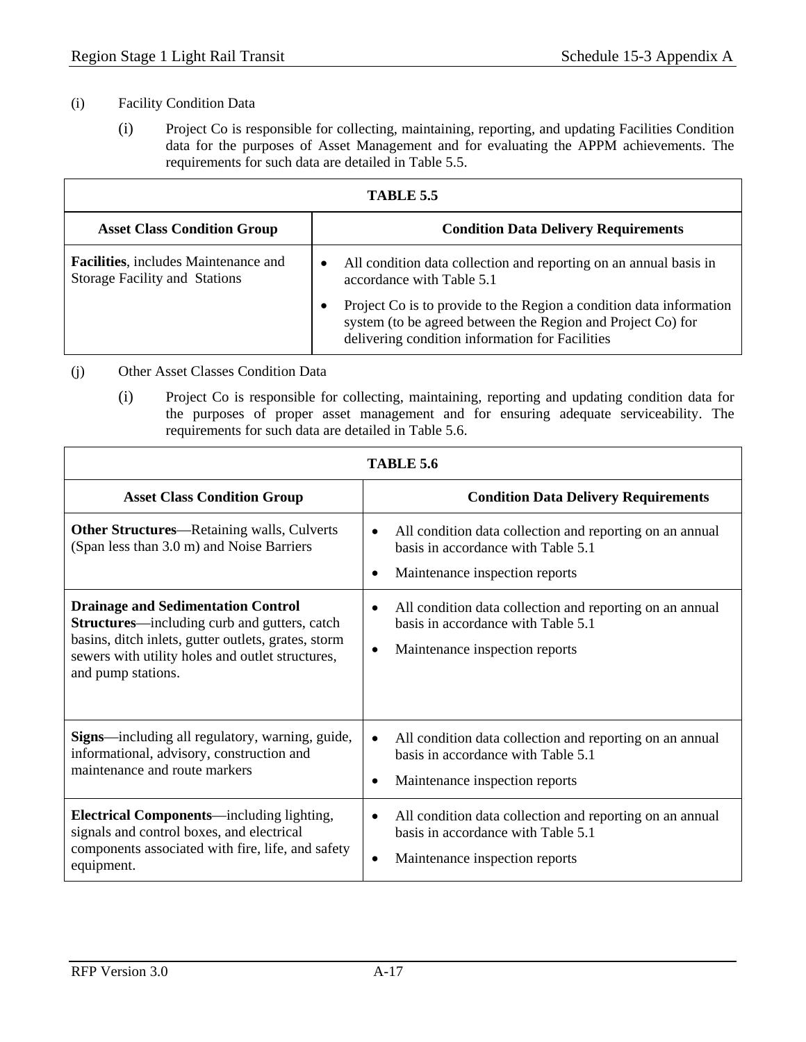(i) Facility Condition Data

(i) Project Co is responsible for collecting, maintaining, reporting, and updating Facilities Condition data for the purposes of Asset Management and for evaluating the APPM achievements. The requirements for such data are detailed in Table 5.5.

| **TABLE 5.5** | |
|---|---|
| **Asset Class Condition Group** | **Condition Data Delivery Requirements** |
| **Facilities**, includes Maintenance and Storage Facility and Stations | • All condition data collection and reporting on an annual basis in accordance with Table 5.1<br>• Project Co is to provide to the Region a condition data information system (to be agreed between the Region and Project Co) for delivering condition information for Facilities |

(j) Other Asset Classes Condition Data

(i) Project Co is responsible for collecting, maintaining, reporting and updating condition data for the purposes of proper asset management and for ensuring adequate serviceability. The requirements for such data are detailed in Table 5.6.

| **TABLE 5.6** | |
|---|---|
| **Asset Class Condition Group** | **Condition Data Delivery Requirements** |
| **Other Structures**—Retaining walls, Culverts (Span less than 3.0 m) and Noise Barriers | • All condition data collection and reporting on an annual basis in accordance with Table 5.1<br>• Maintenance inspection reports |
| **Drainage and Sedimentation Control Structures**—including curb and gutters, catch basins, ditch inlets, gutter outlets, grates, storm sewers with utility holes and outlet structures, and pump stations. | • All condition data collection and reporting on an annual basis in accordance with Table 5.1<br>• Maintenance inspection reports |
| **Signs**—including all regulatory, warning, guide, informational, advisory, construction and maintenance and route markers | • All condition data collection and reporting on an annual basis in accordance with Table 5.1<br>• Maintenance inspection reports |
| **Electrical Components**—including lighting, signals and control boxes, and electrical components associated with fire, life, and safety equipment. | • All condition data collection and reporting on an annual basis in accordance with Table 5.1<br>• Maintenance inspection reports |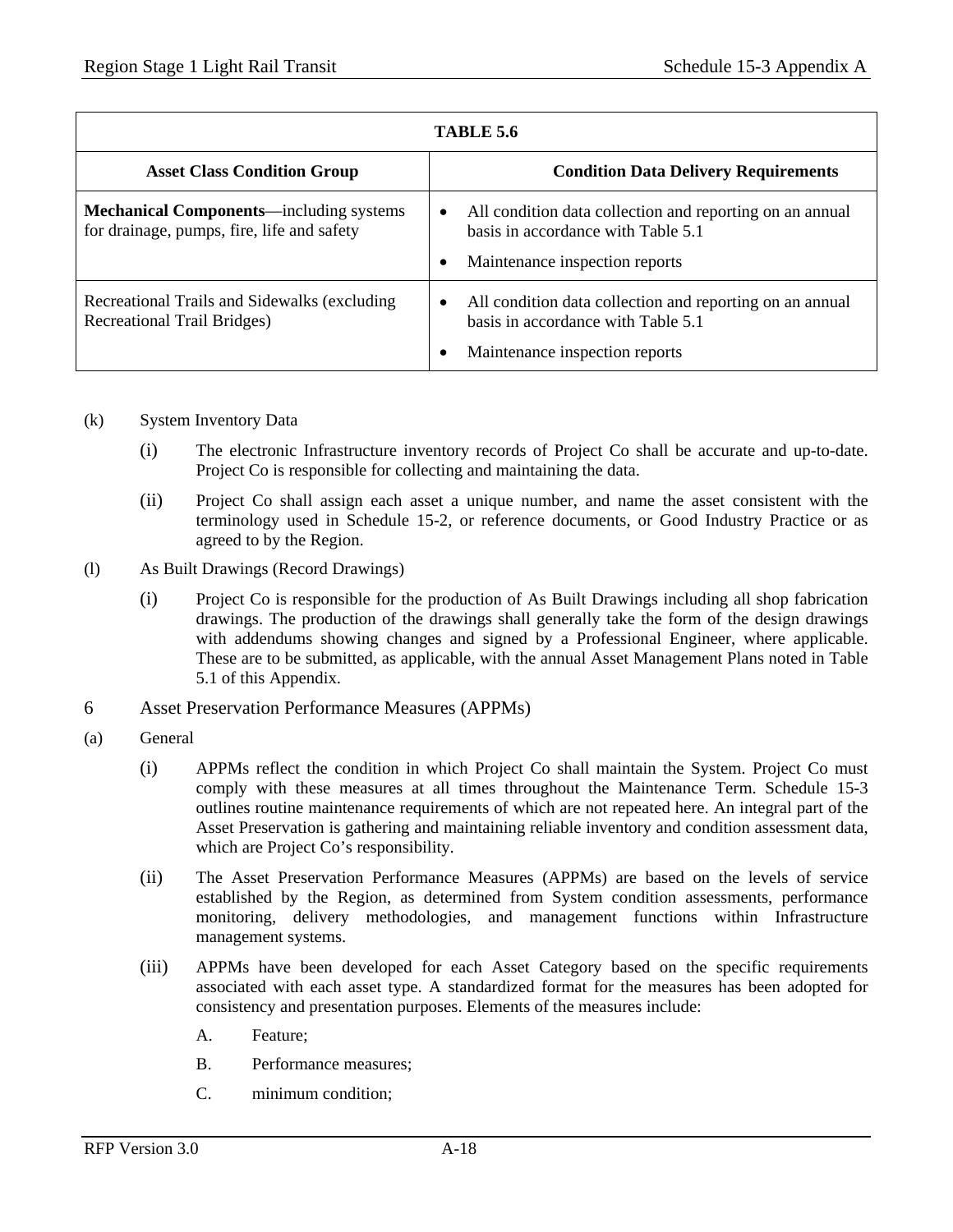| TABLE 5.6 | |
|---|---|
| **Asset Class Condition Group** | **Condition Data Delivery Requirements** |
| **Mechanical Components**—including systems for drainage, pumps, fire, life and safety | • All condition data collection and reporting on an annual basis in accordance with Table 5.1<br>• Maintenance inspection reports |
| Recreational Trails and Sidewalks (excluding Recreational Trail Bridges) | • All condition data collection and reporting on an annual basis in accordance with Table 5.1<br>• Maintenance inspection reports |

(k) System Inventory Data

(i) The electronic Infrastructure inventory records of Project Co shall be accurate and up-to-date. Project Co is responsible for collecting and maintaining the data.

(ii) Project Co shall assign each asset a unique number, and name the asset consistent with the terminology used in Schedule 15-2, or reference documents, or Good Industry Practice or as agreed to by the Region.

(l) As Built Drawings (Record Drawings)

(i) Project Co is responsible for the production of As Built Drawings including all shop fabrication drawings. The production of the drawings shall generally take the form of the design drawings with addendums showing changes and signed by a Professional Engineer, where applicable. These are to be submitted, as applicable, with the annual Asset Management Plans noted in Table 5.1 of this Appendix.

## 6 Asset Preservation Performance Measures (APPMs)

(a) General

(i) APPMs reflect the condition in which Project Co shall maintain the System. Project Co must comply with these measures at all times throughout the Maintenance Term. Schedule 15-3 outlines routine maintenance requirements of which are not repeated here. An integral part of the Asset Preservation is gathering and maintaining reliable inventory and condition assessment data, which are Project Co's responsibility.

(ii) The Asset Preservation Performance Measures (APPMs) are based on the levels of service established by the Region, as determined from System condition assessments, performance monitoring, delivery methodologies, and management functions within Infrastructure management systems.

(iii) APPMs have been developed for each Asset Category based on the specific requirements associated with each asset type. A standardized format for the measures has been adopted for consistency and presentation purposes. Elements of the measures include:

A. Feature;

B. Performance measures;

C. minimum condition;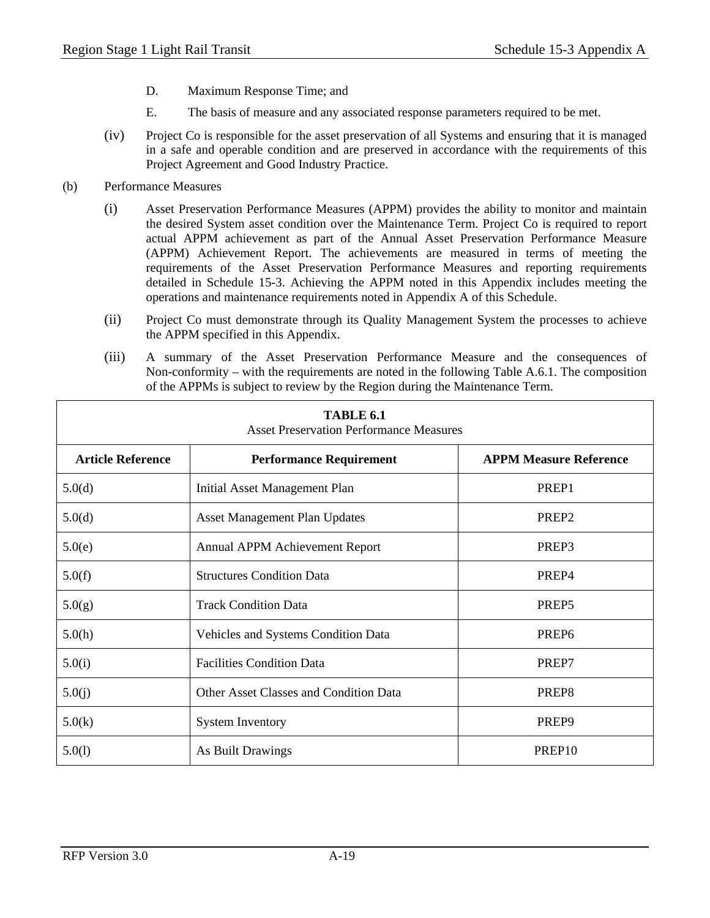D. Maximum Response Time; and

E. The basis of measure and any associated response parameters required to be met.

(iv) Project Co is responsible for the asset preservation of all Systems and ensuring that it is managed in a safe and operable condition and are preserved in accordance with the requirements of this Project Agreement and Good Industry Practice.

(b) Performance Measures

(i) Asset Preservation Performance Measures (APPM) provides the ability to monitor and maintain the desired System asset condition over the Maintenance Term. Project Co is required to report actual APPM achievement as part of the Annual Asset Preservation Performance Measure (APPM) Achievement Report. The achievements are measured in terms of meeting the requirements of the Asset Preservation Performance Measures and reporting requirements detailed in Schedule 15-3. Achieving the APPM noted in this Appendix includes meeting the operations and maintenance requirements noted in Appendix A of this Schedule.

(ii) Project Co must demonstrate through its Quality Management System the processes to achieve the APPM specified in this Appendix.

(iii) A summary of the Asset Preservation Performance Measure and the consequences of Non-conformity – with the requirements are noted in the following Table A.6.1. The composition of the APPMs is subject to review by the Region during the Maintenance Term.

**TABLE 6.1**
Asset Preservation Performance Measures

| Article Reference | Performance Requirement | APPM Measure Reference |
|---|---|---|
| 5.0(d) | Initial Asset Management Plan | PREP1 |
| 5.0(d) | Asset Management Plan Updates | PREP2 |
| 5.0(e) | Annual APPM Achievement Report | PREP3 |
| 5.0(f) | Structures Condition Data | PREP4 |
| 5.0(g) | Track Condition Data | PREP5 |
| 5.0(h) | Vehicles and Systems Condition Data | PREP6 |
| 5.0(i) | Facilities Condition Data | PREP7 |
| 5.0(j) | Other Asset Classes and Condition Data | PREP8 |
| 5.0(k) | System Inventory | PREP9 |
| 5.0(l) | As Built Drawings | PREP10 |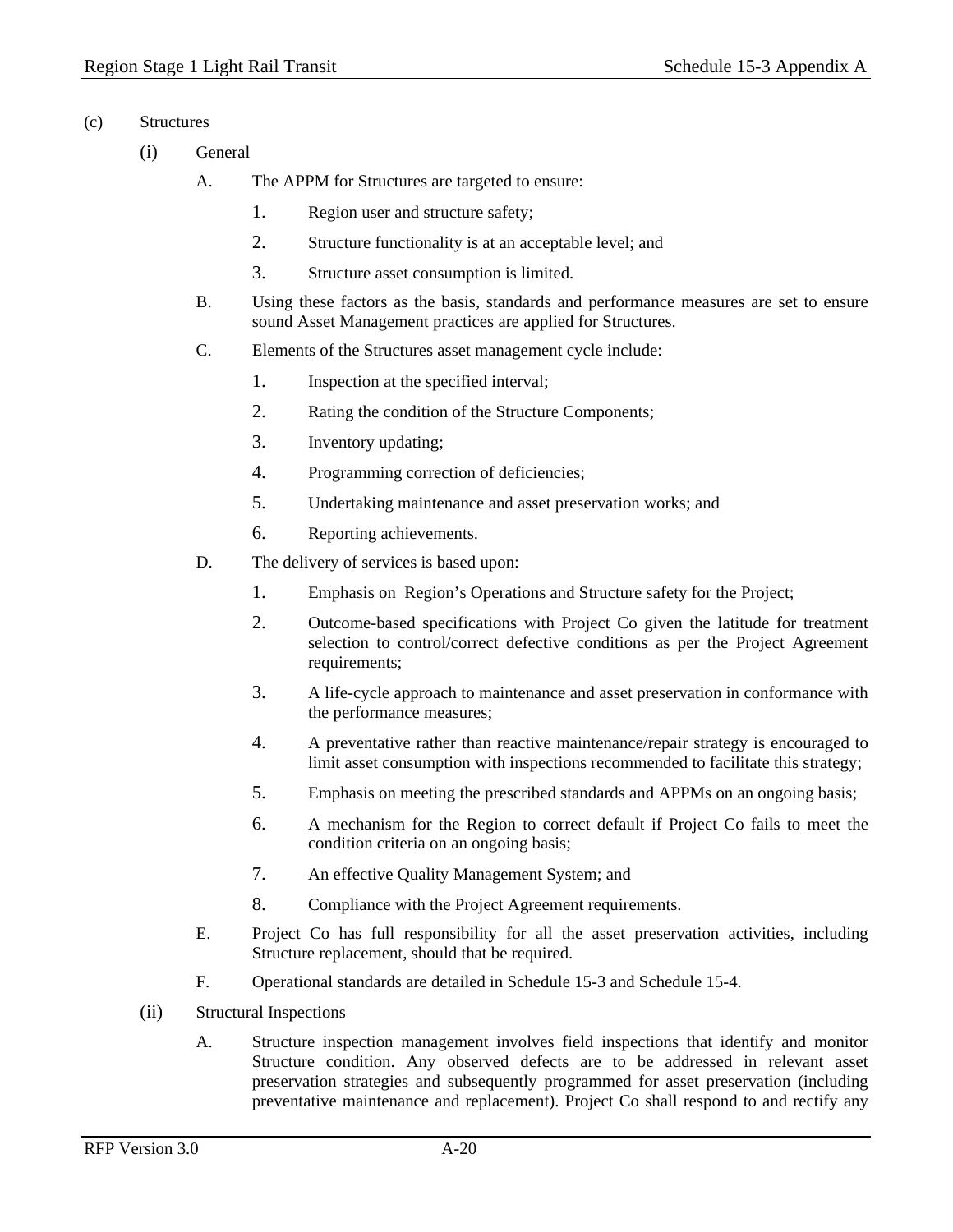(c) Structures

(i) General

A. The APPM for Structures are targeted to ensure:

1. Region user and structure safety;
2. Structure functionality is at an acceptable level; and
3. Structure asset consumption is limited.

B. Using these factors as the basis, standards and performance measures are set to ensure sound Asset Management practices are applied for Structures.

C. Elements of the Structures asset management cycle include:

1. Inspection at the specified interval;
2. Rating the condition of the Structure Components;
3. Inventory updating;
4. Programming correction of deficiencies;
5. Undertaking maintenance and asset preservation works; and
6. Reporting achievements.

D. The delivery of services is based upon:

1. Emphasis on Region's Operations and Structure safety for the Project;
2. Outcome-based specifications with Project Co given the latitude for treatment selection to control/correct defective conditions as per the Project Agreement requirements;
3. A life-cycle approach to maintenance and asset preservation in conformance with the performance measures;
4. A preventative rather than reactive maintenance/repair strategy is encouraged to limit asset consumption with inspections recommended to facilitate this strategy;
5. Emphasis on meeting the prescribed standards and APPMs on an ongoing basis;
6. A mechanism for the Region to correct default if Project Co fails to meet the condition criteria on an ongoing basis;
7. An effective Quality Management System; and
8. Compliance with the Project Agreement requirements.

E. Project Co has full responsibility for all the asset preservation activities, including Structure replacement, should that be required.

F. Operational standards are detailed in Schedule 15-3 and Schedule 15-4.

(ii) Structural Inspections

A. Structure inspection management involves field inspections that identify and monitor Structure condition. Any observed defects are to be addressed in relevant asset preservation strategies and subsequently programmed for asset preservation (including preventative maintenance and replacement). Project Co shall respond to and rectify any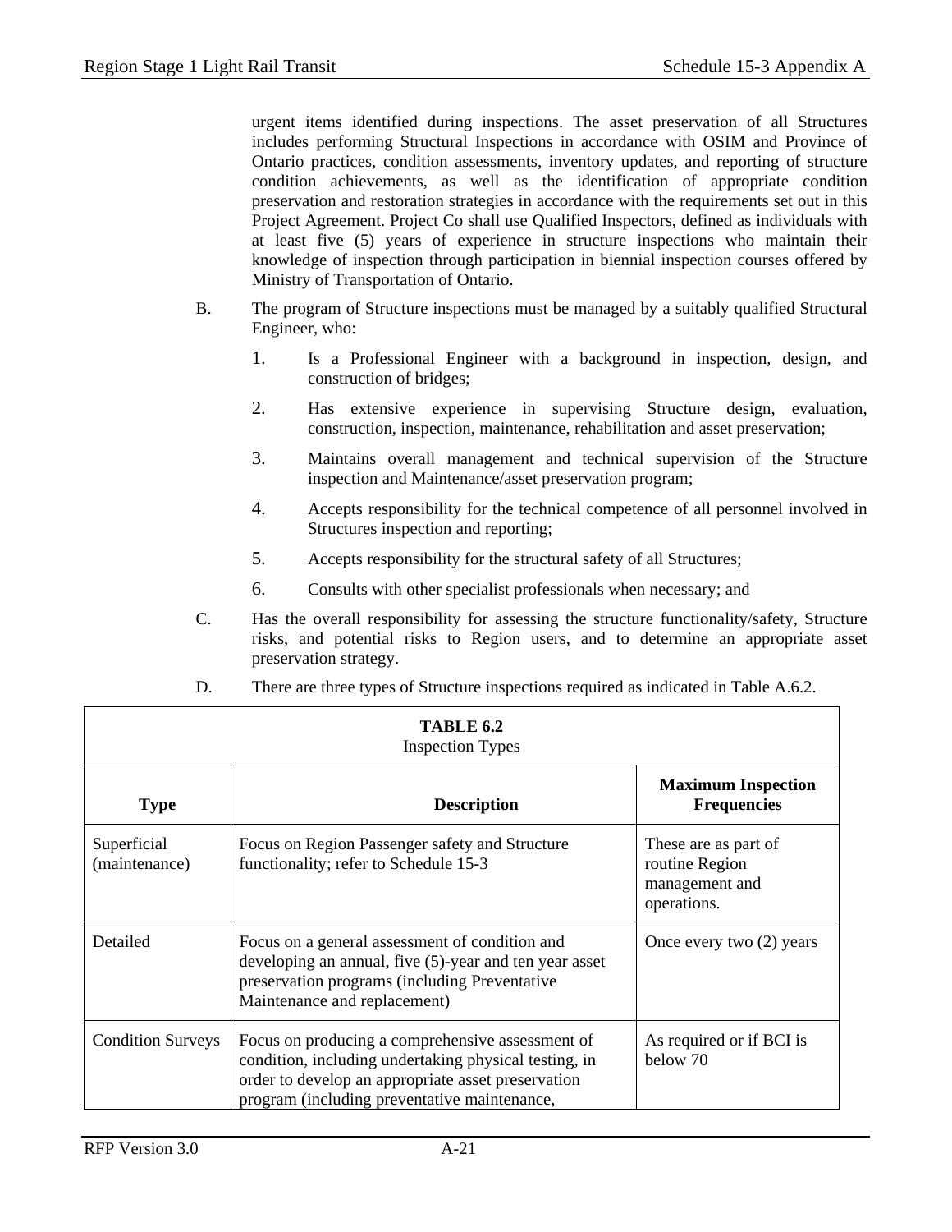urgent items identified during inspections. The asset preservation of all Structures includes performing Structural Inspections in accordance with OSIM and Province of Ontario practices, condition assessments, inventory updates, and reporting of structure condition achievements, as well as the identification of appropriate condition preservation and restoration strategies in accordance with the requirements set out in this Project Agreement. Project Co shall use Qualified Inspectors, defined as individuals with at least five (5) years of experience in structure inspections who maintain their knowledge of inspection through participation in biennial inspection courses offered by Ministry of Transportation of Ontario.

B. The program of Structure inspections must be managed by a suitably qualified Structural Engineer, who:

1. Is a Professional Engineer with a background in inspection, design, and construction of bridges;
2. Has extensive experience in supervising Structure design, evaluation, construction, inspection, maintenance, rehabilitation and asset preservation;
3. Maintains overall management and technical supervision of the Structure inspection and Maintenance/asset preservation program;
4. Accepts responsibility for the technical competence of all personnel involved in Structures inspection and reporting;
5. Accepts responsibility for the structural safety of all Structures;
6. Consults with other specialist professionals when necessary; and

C. Has the overall responsibility for assessing the structure functionality/safety, Structure risks, and potential risks to Region users, and to determine an appropriate asset preservation strategy.

D. There are three types of Structure inspections required as indicated in Table A.6.2.

**TABLE 6.2**
Inspection Types

| Type | Description | Maximum Inspection Frequencies |
|---|---|---|
| Superficial (maintenance) | Focus on Region Passenger safety and Structure functionality; refer to Schedule 15-3 | These are as part of routine Region management and operations. |
| Detailed | Focus on a general assessment of condition and developing an annual, five (5)-year and ten year asset preservation programs (including Preventative Maintenance and replacement) | Once every two (2) years |
| Condition Surveys | Focus on producing a comprehensive assessment of condition, including undertaking physical testing, in order to develop an appropriate asset preservation program (including preventative maintenance, | As required or if BCI is below 70 |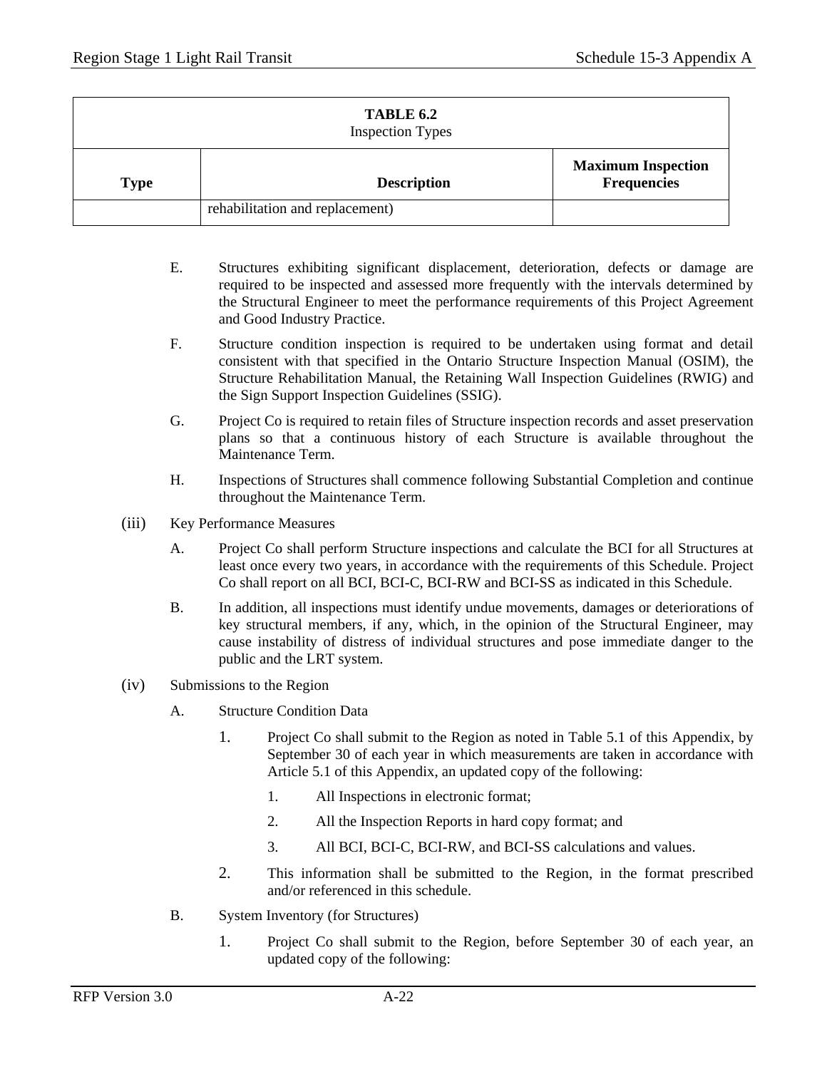| TABLE 6.2 Inspection Types | | |
|---|---|---|
| **Type** | **Description** | **Maximum Inspection Frequencies** |
| | rehabilitation and replacement) | |

E. Structures exhibiting significant displacement, deterioration, defects or damage are required to be inspected and assessed more frequently with the intervals determined by the Structural Engineer to meet the performance requirements of this Project Agreement and Good Industry Practice.

F. Structure condition inspection is required to be undertaken using format and detail consistent with that specified in the Ontario Structure Inspection Manual (OSIM), the Structure Rehabilitation Manual, the Retaining Wall Inspection Guidelines (RWIG) and the Sign Support Inspection Guidelines (SSIG).

G. Project Co is required to retain files of Structure inspection records and asset preservation plans so that a continuous history of each Structure is available throughout the Maintenance Term.

H. Inspections of Structures shall commence following Substantial Completion and continue throughout the Maintenance Term.

(iii) Key Performance Measures

A. Project Co shall perform Structure inspections and calculate the BCI for all Structures at least once every two years, in accordance with the requirements of this Schedule. Project Co shall report on all BCI, BCI-C, BCI-RW and BCI-SS as indicated in this Schedule.

B. In addition, all inspections must identify undue movements, damages or deteriorations of key structural members, if any, which, in the opinion of the Structural Engineer, may cause instability of distress of individual structures and pose immediate danger to the public and the LRT system.

(iv) Submissions to the Region

A. Structure Condition Data

1. Project Co shall submit to the Region as noted in Table 5.1 of this Appendix, by September 30 of each year in which measurements are taken in accordance with Article 5.1 of this Appendix, an updated copy of the following:

   1. All Inspections in electronic format;

   2. All the Inspection Reports in hard copy format; and

   3. All BCI, BCI-C, BCI-RW, and BCI-SS calculations and values.

2. This information shall be submitted to the Region, in the format prescribed and/or referenced in this schedule.

B. System Inventory (for Structures)

1. Project Co shall submit to the Region, before September 30 of each year, an updated copy of the following: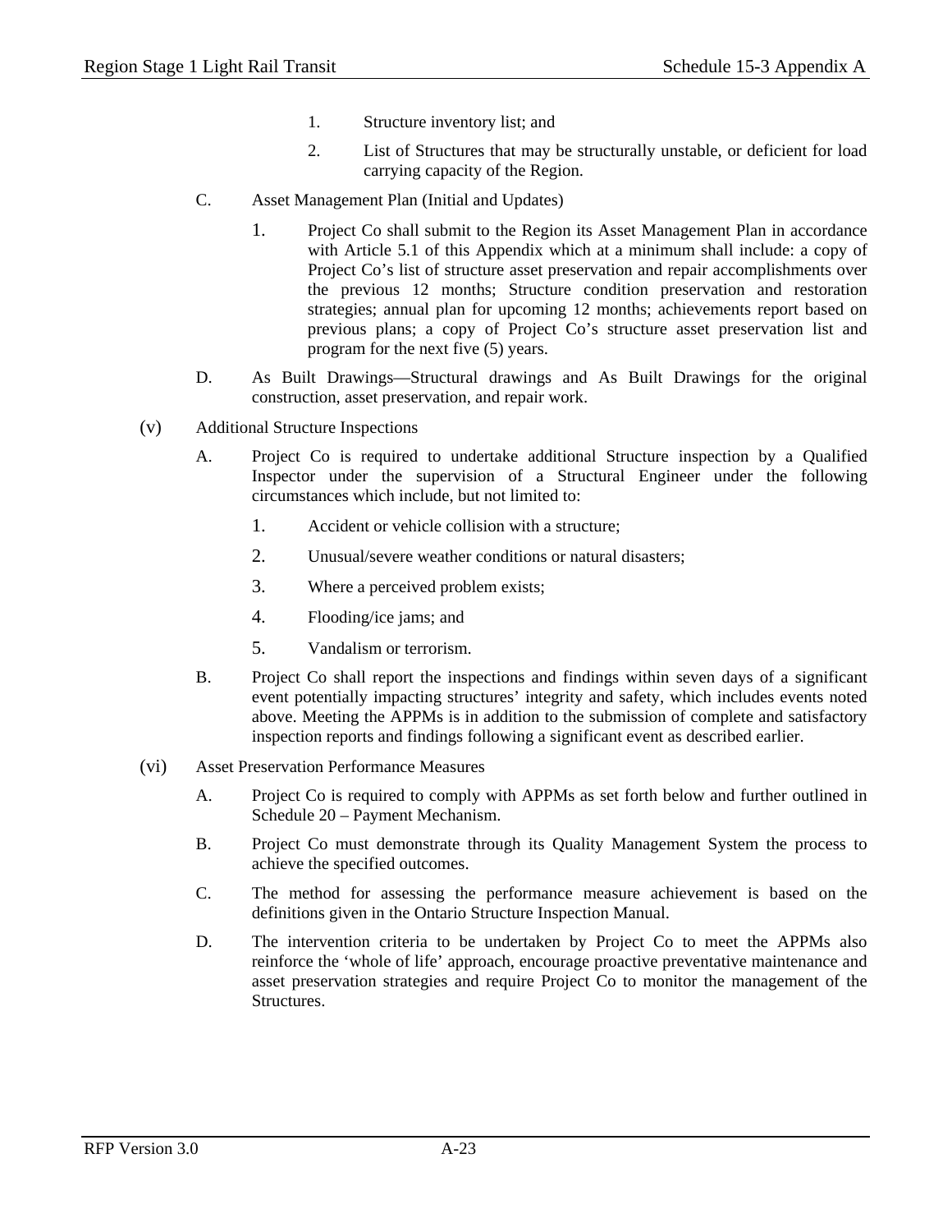1. Structure inventory list; and
2. List of Structures that may be structurally unstable, or deficient for load carrying capacity of the Region.

C. Asset Management Plan (Initial and Updates)

1. Project Co shall submit to the Region its Asset Management Plan in accordance with Article 5.1 of this Appendix which at a minimum shall include: a copy of Project Co's list of structure asset preservation and repair accomplishments over the previous 12 months; Structure condition preservation and restoration strategies; annual plan for upcoming 12 months; achievements report based on previous plans; a copy of Project Co's structure asset preservation list and program for the next five (5) years.

D. As Built Drawings—Structural drawings and As Built Drawings for the original construction, asset preservation, and repair work.

(v) Additional Structure Inspections

A. Project Co is required to undertake additional Structure inspection by a Qualified Inspector under the supervision of a Structural Engineer under the following circumstances which include, but not limited to:

1. Accident or vehicle collision with a structure;
2. Unusual/severe weather conditions or natural disasters;
3. Where a perceived problem exists;
4. Flooding/ice jams; and
5. Vandalism or terrorism.

B. Project Co shall report the inspections and findings within seven days of a significant event potentially impacting structures' integrity and safety, which includes events noted above. Meeting the APPMs is in addition to the submission of complete and satisfactory inspection reports and findings following a significant event as described earlier.

(vi) Asset Preservation Performance Measures

A. Project Co is required to comply with APPMs as set forth below and further outlined in Schedule 20 – Payment Mechanism.

B. Project Co must demonstrate through its Quality Management System the process to achieve the specified outcomes.

C. The method for assessing the performance measure achievement is based on the definitions given in the Ontario Structure Inspection Manual.

D. The intervention criteria to be undertaken by Project Co to meet the APPMs also reinforce the 'whole of life' approach, encourage proactive preventative maintenance and asset preservation strategies and require Project Co to monitor the management of the Structures.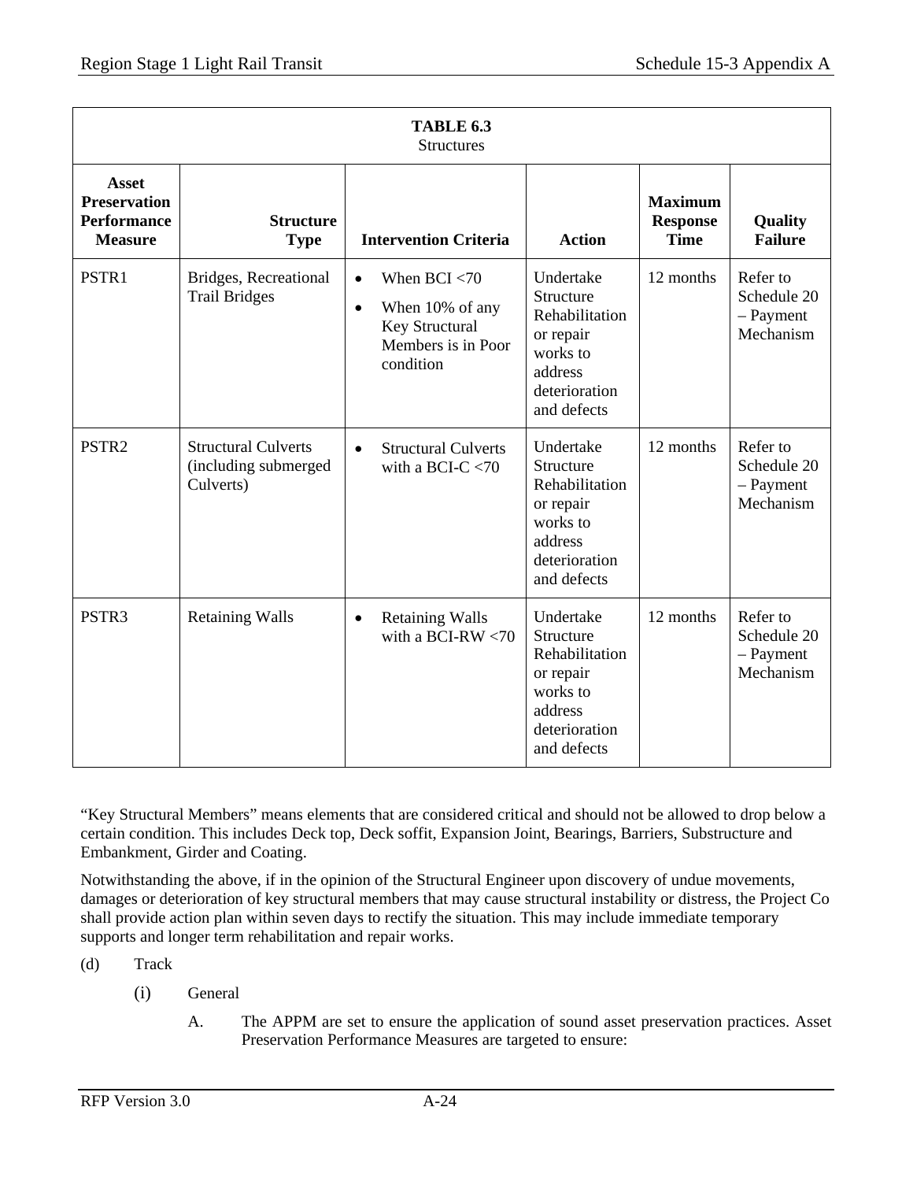**TABLE 6.3**
Structures

| Asset Preservation Performance Measure | Structure Type | Intervention Criteria | Action | Maximum Response Time | Quality Failure |
|---|---|---|---|---|---|
| PSTR1 | Bridges, Recreational Trail Bridges | • When BCI <70<br>• When 10% of any Key Structural Members is in Poor condition | Undertake Structure Rehabilitation or repair works to address deterioration and defects | 12 months | Refer to Schedule 20 – Payment Mechanism |
| PSTR2 | Structural Culverts (including submerged Culverts) | • Structural Culverts with a BCI-C <70 | Undertake Structure Rehabilitation or repair works to address deterioration and defects | 12 months | Refer to Schedule 20 – Payment Mechanism |
| PSTR3 | Retaining Walls | • Retaining Walls with a BCI-RW <70 | Undertake Structure Rehabilitation or repair works to address deterioration and defects | 12 months | Refer to Schedule 20 – Payment Mechanism |

"Key Structural Members" means elements that are considered critical and should not be allowed to drop below a certain condition. This includes Deck top, Deck soffit, Expansion Joint, Bearings, Barriers, Substructure and Embankment, Girder and Coating.

Notwithstanding the above, if in the opinion of the Structural Engineer upon discovery of undue movements, damages or deterioration of key structural members that may cause structural instability or distress, the Project Co shall provide action plan within seven days to rectify the situation. This may include immediate temporary supports and longer term rehabilitation and repair works.

(d) Track

(i) General

A. The APPM are set to ensure the application of sound asset preservation practices. Asset Preservation Performance Measures are targeted to ensure: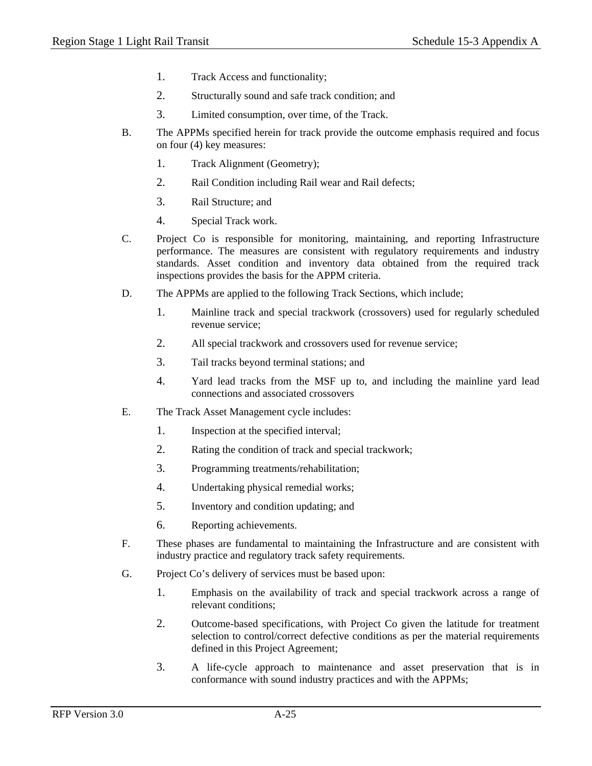1. Track Access and functionality;
2. Structurally sound and safe track condition; and
3. Limited consumption, over time, of the Track.

B. The APPMs specified herein for track provide the outcome emphasis required and focus on four (4) key measures:

1. Track Alignment (Geometry);
2. Rail Condition including Rail wear and Rail defects;
3. Rail Structure; and
4. Special Track work.

C. Project Co is responsible for monitoring, maintaining, and reporting Infrastructure performance. The measures are consistent with regulatory requirements and industry standards. Asset condition and inventory data obtained from the required track inspections provides the basis for the APPM criteria.

D. The APPMs are applied to the following Track Sections, which include;

1. Mainline track and special trackwork (crossovers) used for regularly scheduled revenue service;
2. All special trackwork and crossovers used for revenue service;
3. Tail tracks beyond terminal stations; and
4. Yard lead tracks from the MSF up to, and including the mainline yard lead connections and associated crossovers

E. The Track Asset Management cycle includes:

1. Inspection at the specified interval;
2. Rating the condition of track and special trackwork;
3. Programming treatments/rehabilitation;
4. Undertaking physical remedial works;
5. Inventory and condition updating; and
6. Reporting achievements.

F. These phases are fundamental to maintaining the Infrastructure and are consistent with industry practice and regulatory track safety requirements.

G. Project Co's delivery of services must be based upon:

1. Emphasis on the availability of track and special trackwork across a range of relevant conditions;
2. Outcome-based specifications, with Project Co given the latitude for treatment selection to control/correct defective conditions as per the material requirements defined in this Project Agreement;
3. A life-cycle approach to maintenance and asset preservation that is in conformance with sound industry practices and with the APPMs;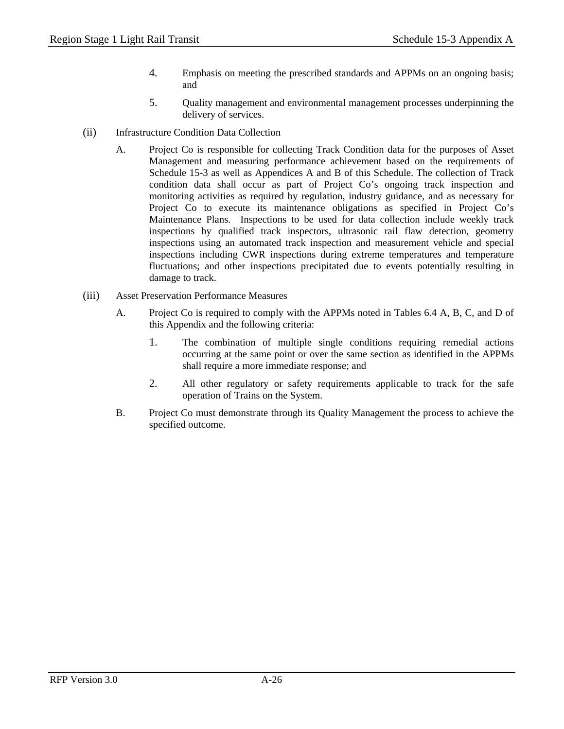4. Emphasis on meeting the prescribed standards and APPMs on an ongoing basis; and

5. Quality management and environmental management processes underpinning the delivery of services.

(ii) Infrastructure Condition Data Collection

A. Project Co is responsible for collecting Track Condition data for the purposes of Asset Management and measuring performance achievement based on the requirements of Schedule 15-3 as well as Appendices A and B of this Schedule. The collection of Track condition data shall occur as part of Project Co's ongoing track inspection and monitoring activities as required by regulation, industry guidance, and as necessary for Project Co to execute its maintenance obligations as specified in Project Co's Maintenance Plans. Inspections to be used for data collection include weekly track inspections by qualified track inspectors, ultrasonic rail flaw detection, geometry inspections using an automated track inspection and measurement vehicle and special inspections including CWR inspections during extreme temperatures and temperature fluctuations; and other inspections precipitated due to events potentially resulting in damage to track.

(iii) Asset Preservation Performance Measures

A. Project Co is required to comply with the APPMs noted in Tables 6.4 A, B, C, and D of this Appendix and the following criteria:

1. The combination of multiple single conditions requiring remedial actions occurring at the same point or over the same section as identified in the APPMs shall require a more immediate response; and

2. All other regulatory or safety requirements applicable to track for the safe operation of Trains on the System.

B. Project Co must demonstrate through its Quality Management the process to achieve the specified outcome.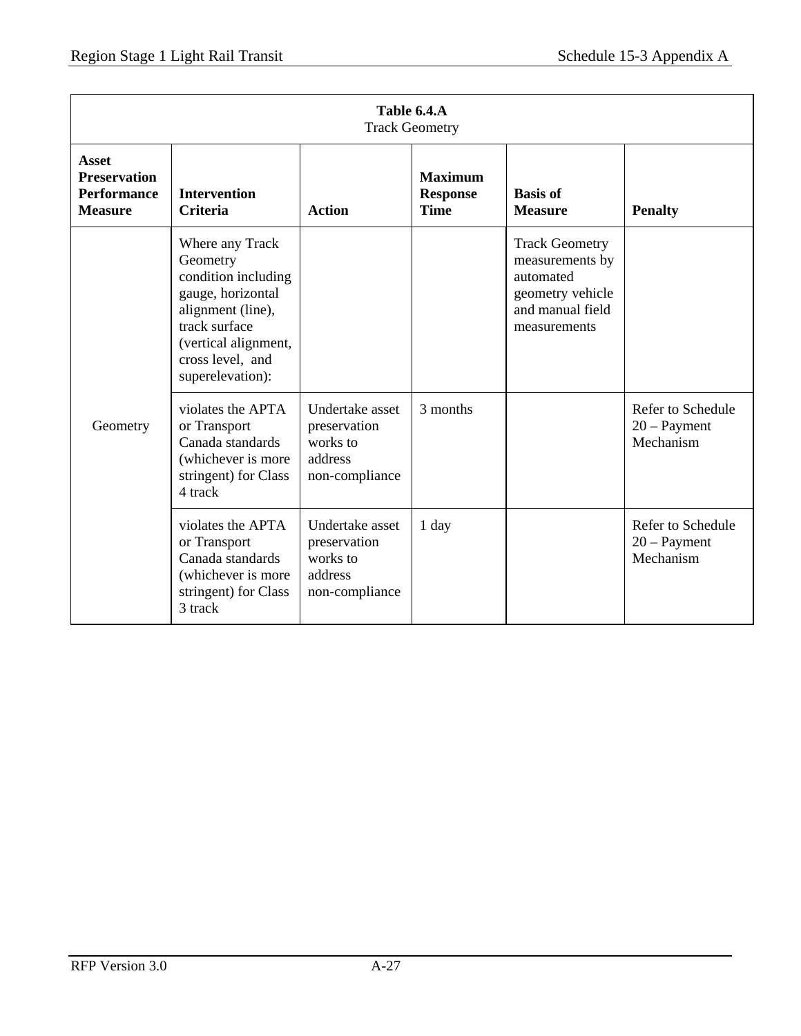| Table 6.4.A<br>Track Geometry | | | | | |
|---|---|---|---|---|---|
| **Asset Preservation Performance Measure** | **Intervention Criteria** | **Action** | **Maximum Response Time** | **Basis of Measure** | **Penalty** |
| Geometry | Where any Track Geometry condition including gauge, horizontal alignment (line), track surface (vertical alignment, cross level, and superelevation): | | | Track Geometry measurements by automated geometry vehicle and manual field measurements | |
| | violates the APTA or Transport Canada standards (whichever is more stringent) for Class 4 track | Undertake asset preservation works to address non-compliance | 3 months | | Refer to Schedule 20 – Payment Mechanism |
| | violates the APTA or Transport Canada standards (whichever is more stringent) for Class 3 track | Undertake asset preservation works to address non-compliance | 1 day | | Refer to Schedule 20 – Payment Mechanism |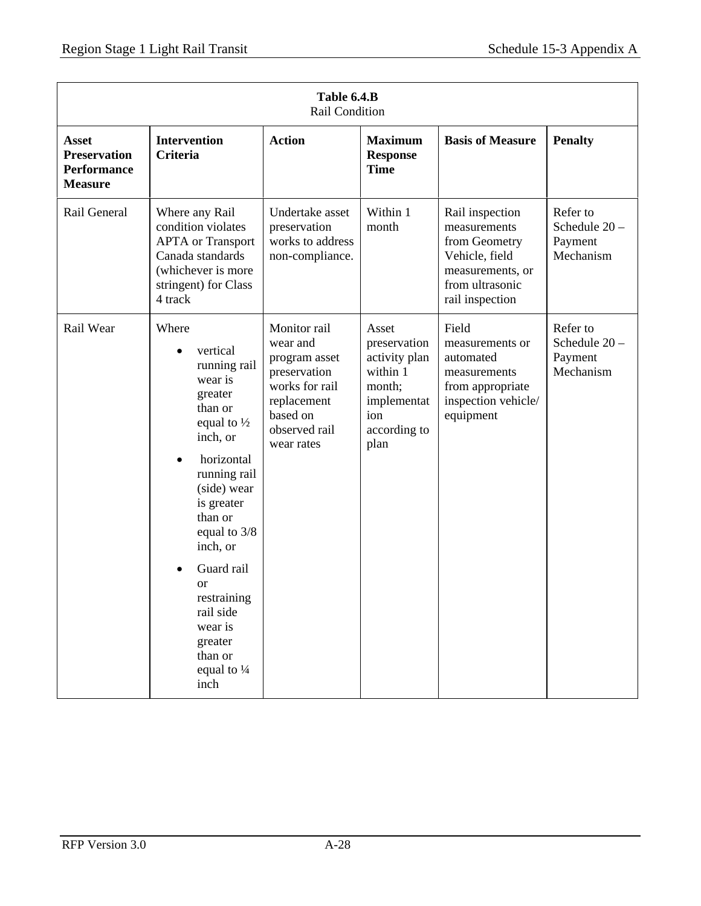| **Table 6.4.B**<br>Rail Condition | | | | | |
|---|---|---|---|---|---|
| **Asset Preservation Performance Measure** | **Intervention Criteria** | **Action** | **Maximum Response Time** | **Basis of Measure** | **Penalty** |
| Rail General | Where any Rail condition violates APTA or Transport Canada standards (whichever is more stringent) for Class 4 track | Undertake asset preservation works to address non-compliance. | Within 1 month | Rail inspection measurements from Geometry Vehicle, field measurements, or from ultrasonic rail inspection | Refer to Schedule 20 – Payment Mechanism |
| Rail Wear | Where<br>• vertical running rail wear is greater than or equal to ½ inch, or<br>• horizontal running rail (side) wear is greater than or equal to 3/8 inch, or<br>• Guard rail or restraining rail side wear is greater than or equal to ¼ inch | Monitor rail wear and program asset preservation works for rail replacement based on observed rail wear rates | Asset preservation activity plan within 1 month; implementation according to plan | Field measurements or automated measurements from appropriate inspection vehicle/ equipment | Refer to Schedule 20 – Payment Mechanism |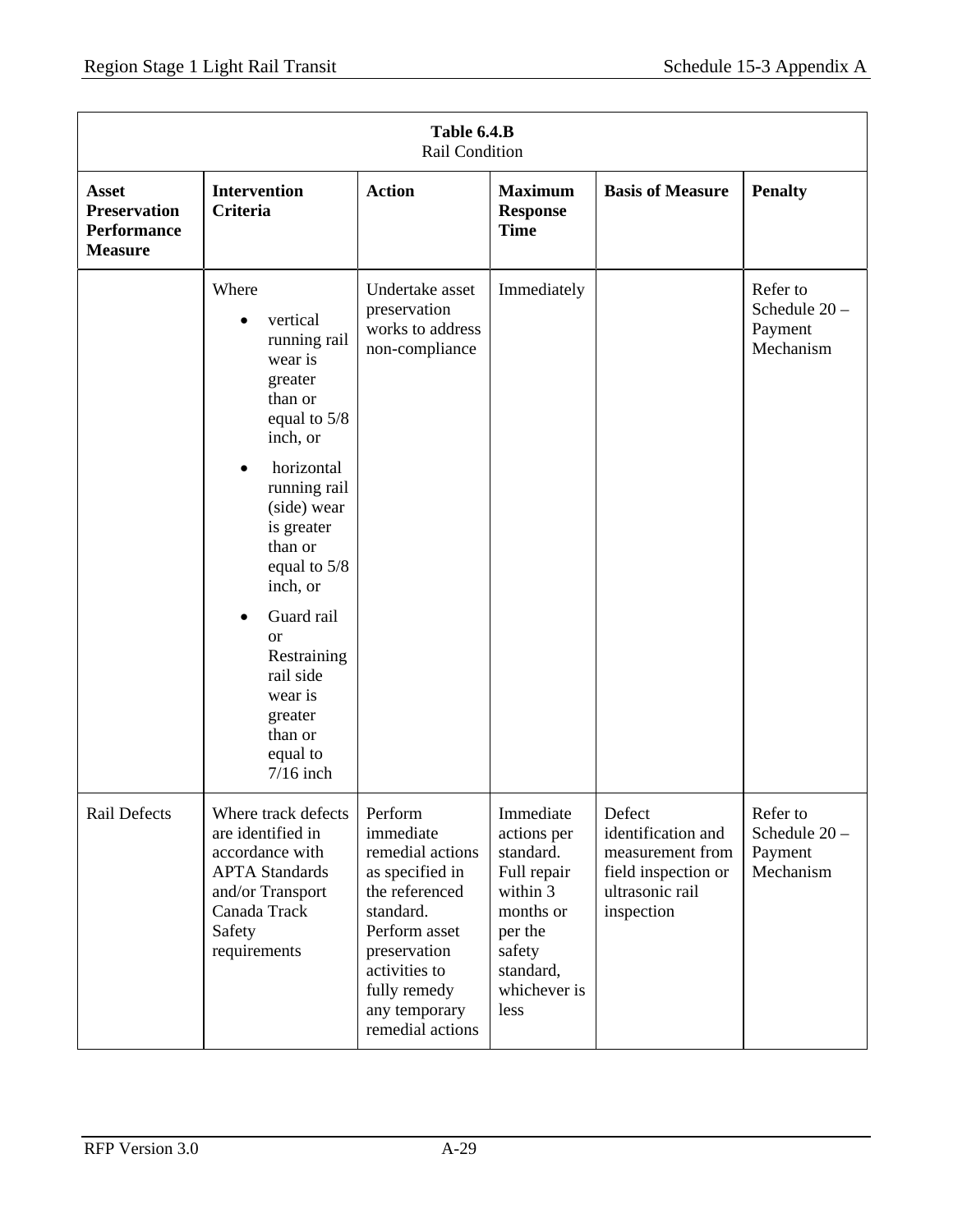| **Table 6.4.B**<br>Rail Condition | | | | | |
|---|---|---|---|---|---|
| **Asset Preservation Performance Measure** | **Intervention Criteria** | **Action** | **Maximum Response Time** | **Basis of Measure** | **Penalty** |
| | Where<br>• vertical running rail wear is greater than or equal to 5/8 inch, or<br>• horizontal running rail (side) wear is greater than or equal to 5/8 inch, or<br>• Guard rail or Restraining rail side wear is greater than or equal to 7/16 inch | Undertake asset preservation works to address non-compliance | Immediately | | Refer to Schedule 20 – Payment Mechanism |
| Rail Defects | Where track defects are identified in accordance with APTA Standards and/or Transport Canada Track Safety requirements | Perform immediate remedial actions as specified in the referenced standard. Perform asset preservation activities to fully remedy any temporary remedial actions | Immediate actions per standard. Full repair within 3 months or per the safety standard, whichever is less | Defect identification and measurement from field inspection or ultrasonic rail inspection | Refer to Schedule 20 – Payment Mechanism |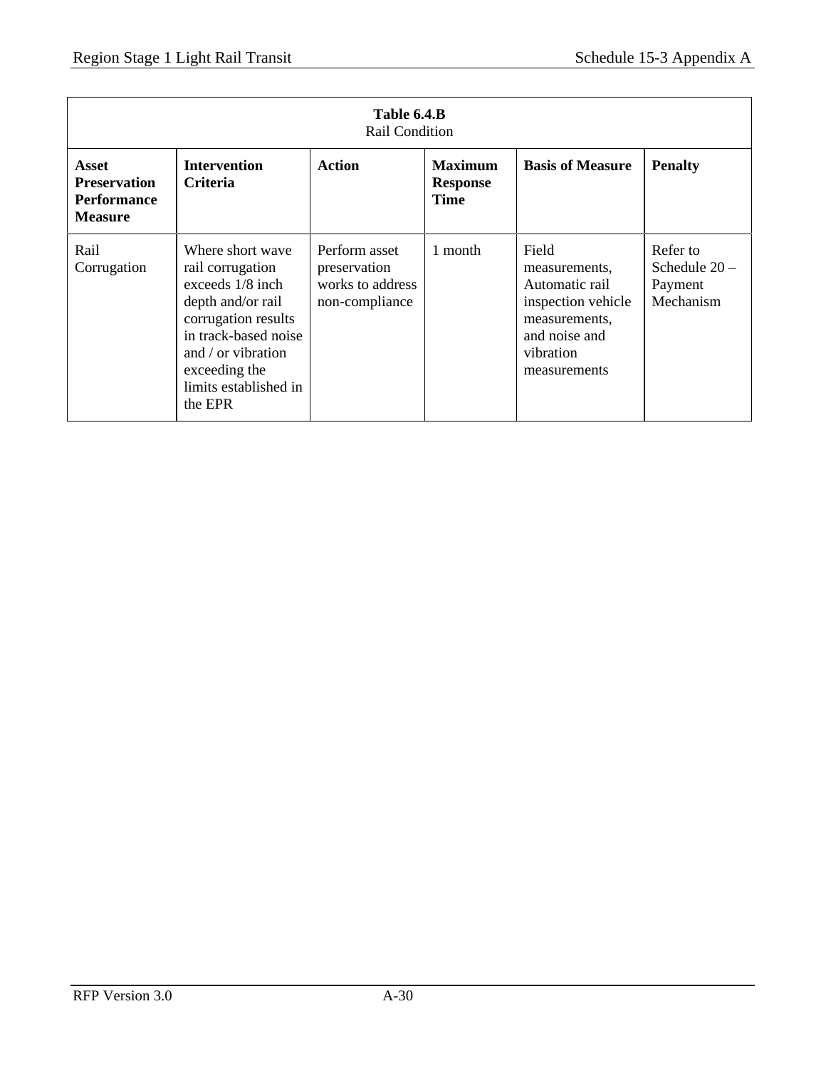| **Table 6.4.B**<br>Rail Condition | | | | | |
|---|---|---|---|---|---|
| **Asset Preservation Performance Measure** | **Intervention Criteria** | **Action** | **Maximum Response Time** | **Basis of Measure** | **Penalty** |
| Rail Corrugation | Where short wave rail corrugation exceeds 1/8 inch depth and/or rail corrugation results in track-based noise and / or vibration exceeding the limits established in the EPR | Perform asset preservation works to address non-compliance | 1 month | Field measurements, Automatic rail inspection vehicle measurements, and noise and vibration measurements | Refer to Schedule 20 – Payment Mechanism |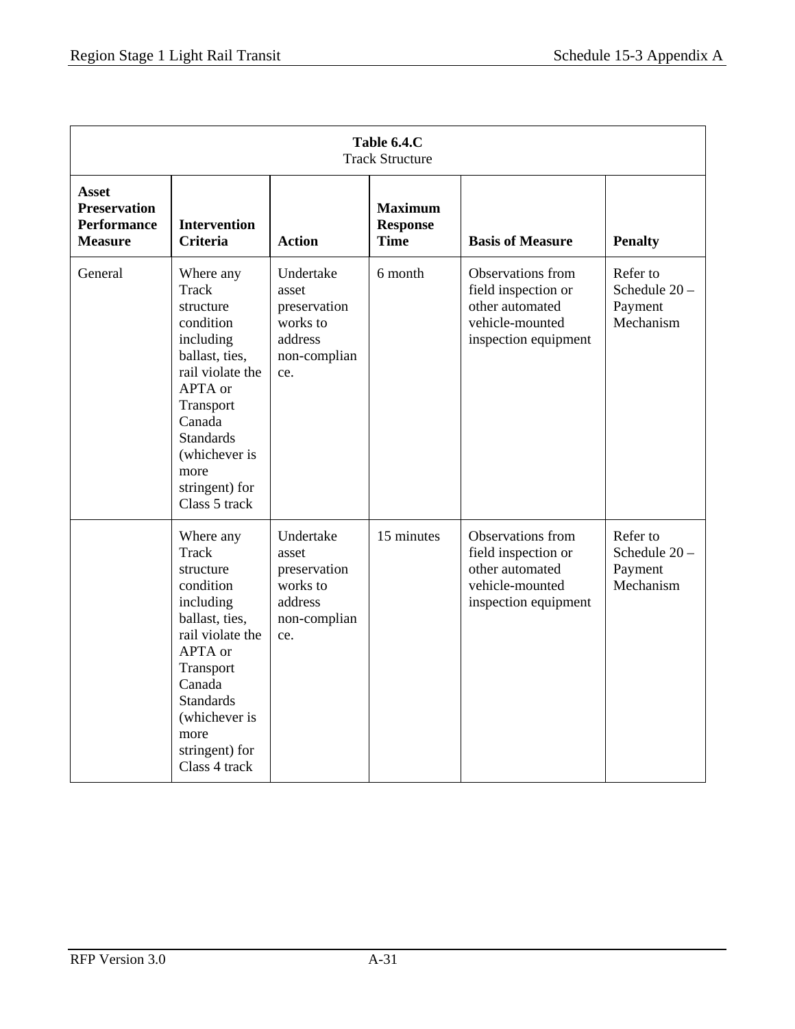| Table 6.4.C<br>Track Structure | | | | | |
|---|---|---|---|---|---|
| **Asset Preservation Performance Measure** | **Intervention Criteria** | **Action** | **Maximum Response Time** | **Basis of Measure** | **Penalty** |
| General | Where any Track structure condition including ballast, ties, rail violate the APTA or Transport Canada Standards (whichever is more stringent) for Class 5 track | Undertake asset preservation works to address non-compliance. | 6 month | Observations from field inspection or other automated vehicle-mounted inspection equipment | Refer to Schedule 20 – Payment Mechanism |
| | Where any Track structure condition including ballast, ties, rail violate the APTA or Transport Canada Standards (whichever is more stringent) for Class 4 track | Undertake asset preservation works to address non-compliance. | 15 minutes | Observations from field inspection or other automated vehicle-mounted inspection equipment | Refer to Schedule 20 – Payment Mechanism |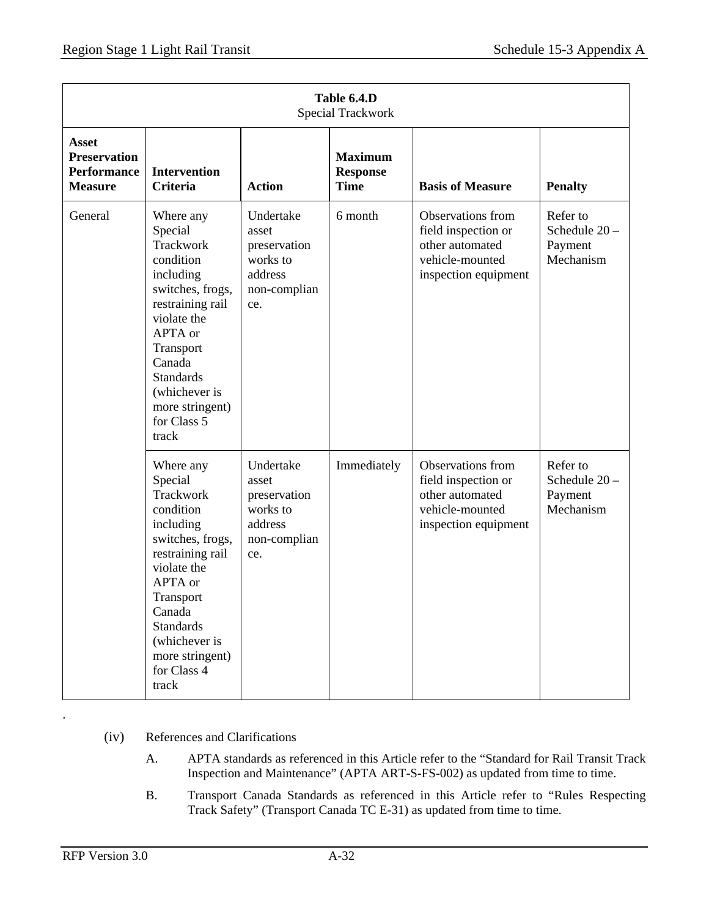| **Table 6.4.D**<br>Special Trackwork | | | | | |
|---|---|---|---|---|---|
| **Asset Preservation Performance Measure** | **Intervention Criteria** | **Action** | **Maximum Response Time** | **Basis of Measure** | **Penalty** |
| General | Where any Special Trackwork condition including switches, frogs, restraining rail violate the APTA or Transport Canada Standards (whichever is more stringent) for Class 5 track | Undertake asset preservation works to address non-compliance. | 6 month | Observations from field inspection or other automated vehicle-mounted inspection equipment | Refer to Schedule 20 – Payment Mechanism |
| | Where any Special Trackwork condition including switches, frogs, restraining rail violate the APTA or Transport Canada Standards (whichever is more stringent) for Class 4 track | Undertake asset preservation works to address non-compliance. | Immediately | Observations from field inspection or other automated vehicle-mounted inspection equipment | Refer to Schedule 20 – Payment Mechanism |

.

(iv) References and Clarifications

A. APTA standards as referenced in this Article refer to the "Standard for Rail Transit Track Inspection and Maintenance" (APTA ART-S-FS-002) as updated from time to time.

B. Transport Canada Standards as referenced in this Article refer to "Rules Respecting Track Safety" (Transport Canada TC E-31) as updated from time to time.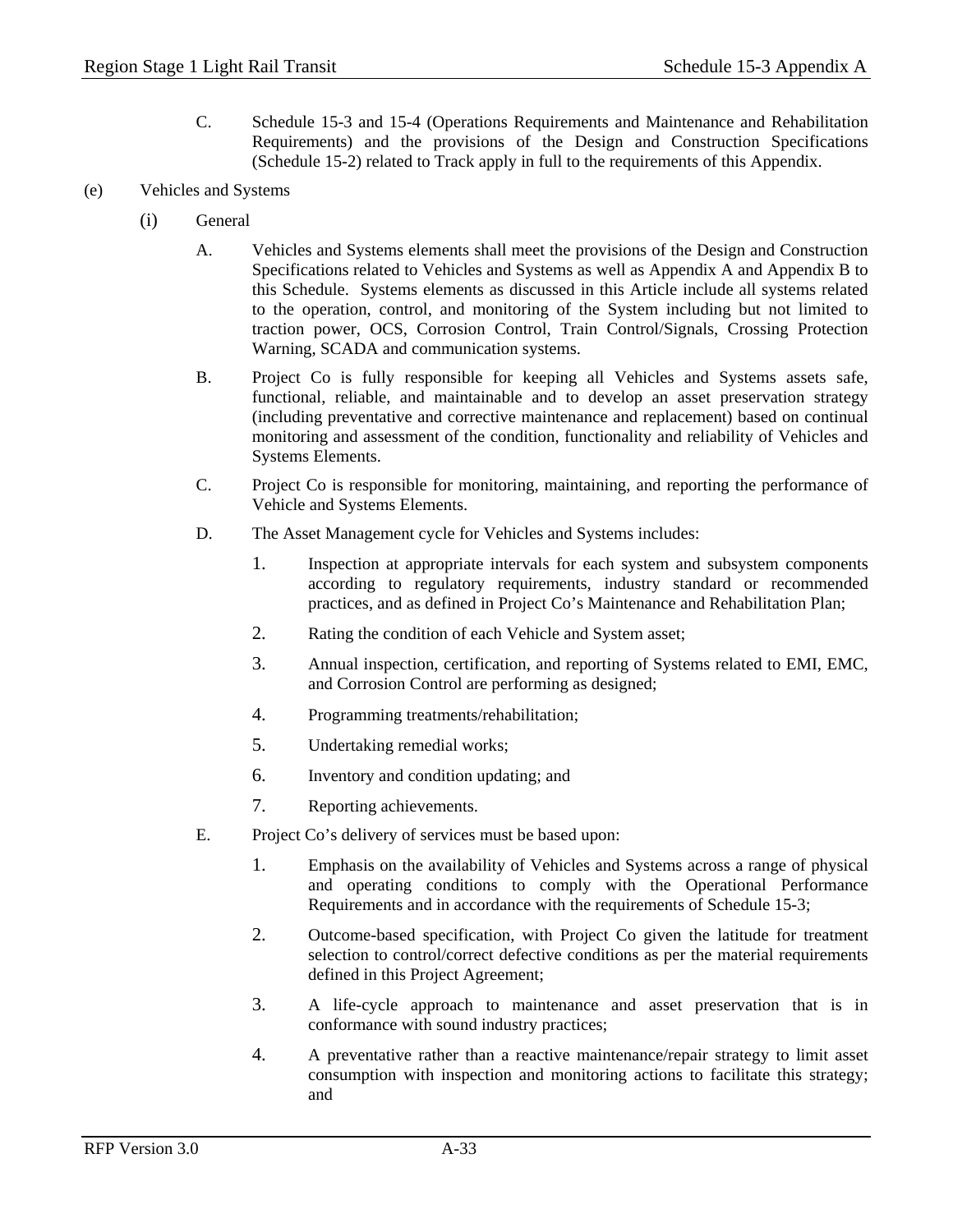C. Schedule 15-3 and 15-4 (Operations Requirements and Maintenance and Rehabilitation Requirements) and the provisions of the Design and Construction Specifications (Schedule 15-2) related to Track apply in full to the requirements of this Appendix.

(e) Vehicles and Systems

(i) General

A. Vehicles and Systems elements shall meet the provisions of the Design and Construction Specifications related to Vehicles and Systems as well as Appendix A and Appendix B to this Schedule. Systems elements as discussed in this Article include all systems related to the operation, control, and monitoring of the System including but not limited to traction power, OCS, Corrosion Control, Train Control/Signals, Crossing Protection Warning, SCADA and communication systems.

B. Project Co is fully responsible for keeping all Vehicles and Systems assets safe, functional, reliable, and maintainable and to develop an asset preservation strategy (including preventative and corrective maintenance and replacement) based on continual monitoring and assessment of the condition, functionality and reliability of Vehicles and Systems Elements.

C. Project Co is responsible for monitoring, maintaining, and reporting the performance of Vehicle and Systems Elements.

D. The Asset Management cycle for Vehicles and Systems includes:

1. Inspection at appropriate intervals for each system and subsystem components according to regulatory requirements, industry standard or recommended practices, and as defined in Project Co's Maintenance and Rehabilitation Plan;
2. Rating the condition of each Vehicle and System asset;
3. Annual inspection, certification, and reporting of Systems related to EMI, EMC, and Corrosion Control are performing as designed;
4. Programming treatments/rehabilitation;
5. Undertaking remedial works;
6. Inventory and condition updating; and
7. Reporting achievements.

E. Project Co's delivery of services must be based upon:

1. Emphasis on the availability of Vehicles and Systems across a range of physical and operating conditions to comply with the Operational Performance Requirements and in accordance with the requirements of Schedule 15-3;
2. Outcome-based specification, with Project Co given the latitude for treatment selection to control/correct defective conditions as per the material requirements defined in this Project Agreement;
3. A life-cycle approach to maintenance and asset preservation that is in conformance with sound industry practices;
4. A preventative rather than a reactive maintenance/repair strategy to limit asset consumption with inspection and monitoring actions to facilitate this strategy; and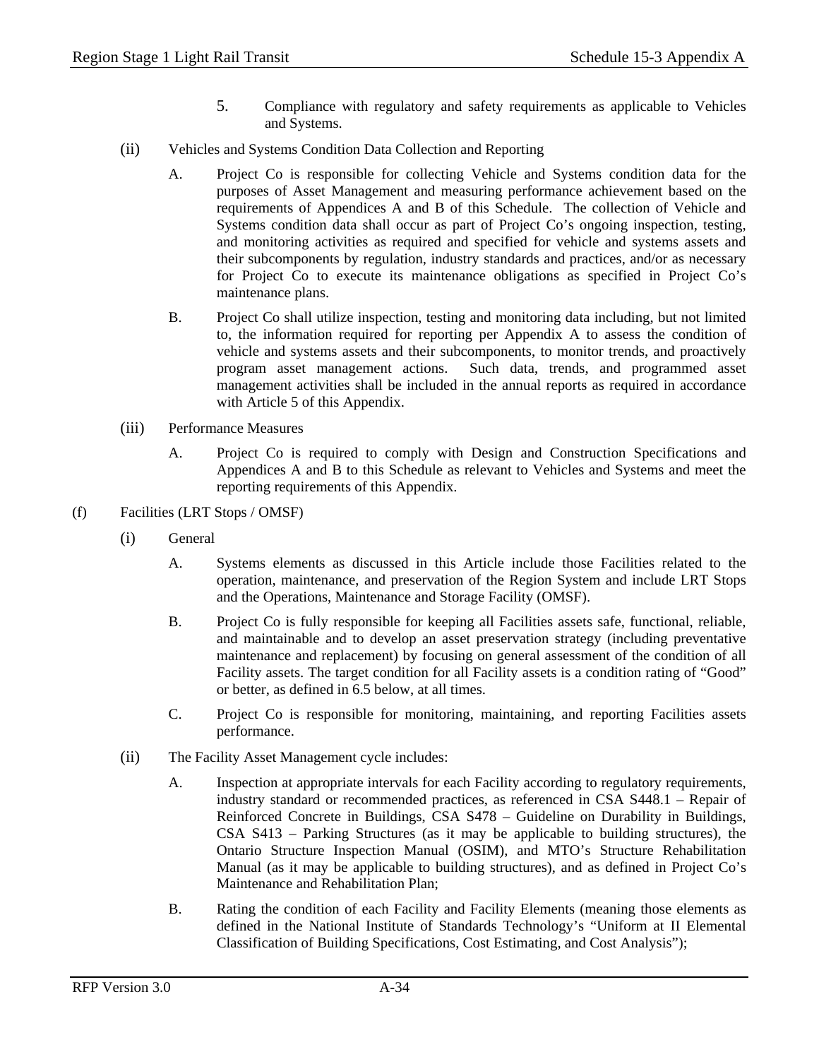5. Compliance with regulatory and safety requirements as applicable to Vehicles and Systems.

(ii) Vehicles and Systems Condition Data Collection and Reporting

A. Project Co is responsible for collecting Vehicle and Systems condition data for the purposes of Asset Management and measuring performance achievement based on the requirements of Appendices A and B of this Schedule. The collection of Vehicle and Systems condition data shall occur as part of Project Co's ongoing inspection, testing, and monitoring activities as required and specified for vehicle and systems assets and their subcomponents by regulation, industry standards and practices, and/or as necessary for Project Co to execute its maintenance obligations as specified in Project Co's maintenance plans.

B. Project Co shall utilize inspection, testing and monitoring data including, but not limited to, the information required for reporting per Appendix A to assess the condition of vehicle and systems assets and their subcomponents, to monitor trends, and proactively program asset management actions. Such data, trends, and programmed asset management activities shall be included in the annual reports as required in accordance with Article 5 of this Appendix.

(iii) Performance Measures

A. Project Co is required to comply with Design and Construction Specifications and Appendices A and B to this Schedule as relevant to Vehicles and Systems and meet the reporting requirements of this Appendix.

(f) Facilities (LRT Stops / OMSF)

(i) General

A. Systems elements as discussed in this Article include those Facilities related to the operation, maintenance, and preservation of the Region System and include LRT Stops and the Operations, Maintenance and Storage Facility (OMSF).

B. Project Co is fully responsible for keeping all Facilities assets safe, functional, reliable, and maintainable and to develop an asset preservation strategy (including preventative maintenance and replacement) by focusing on general assessment of the condition of all Facility assets. The target condition for all Facility assets is a condition rating of "Good" or better, as defined in 6.5 below, at all times.

C. Project Co is responsible for monitoring, maintaining, and reporting Facilities assets performance.

(ii) The Facility Asset Management cycle includes:

A. Inspection at appropriate intervals for each Facility according to regulatory requirements, industry standard or recommended practices, as referenced in CSA S448.1 – Repair of Reinforced Concrete in Buildings, CSA S478 – Guideline on Durability in Buildings, CSA S413 – Parking Structures (as it may be applicable to building structures), the Ontario Structure Inspection Manual (OSIM), and MTO's Structure Rehabilitation Manual (as it may be applicable to building structures), and as defined in Project Co's Maintenance and Rehabilitation Plan;

B. Rating the condition of each Facility and Facility Elements (meaning those elements as defined in the National Institute of Standards Technology's "Uniform at II Elemental Classification of Building Specifications, Cost Estimating, and Cost Analysis");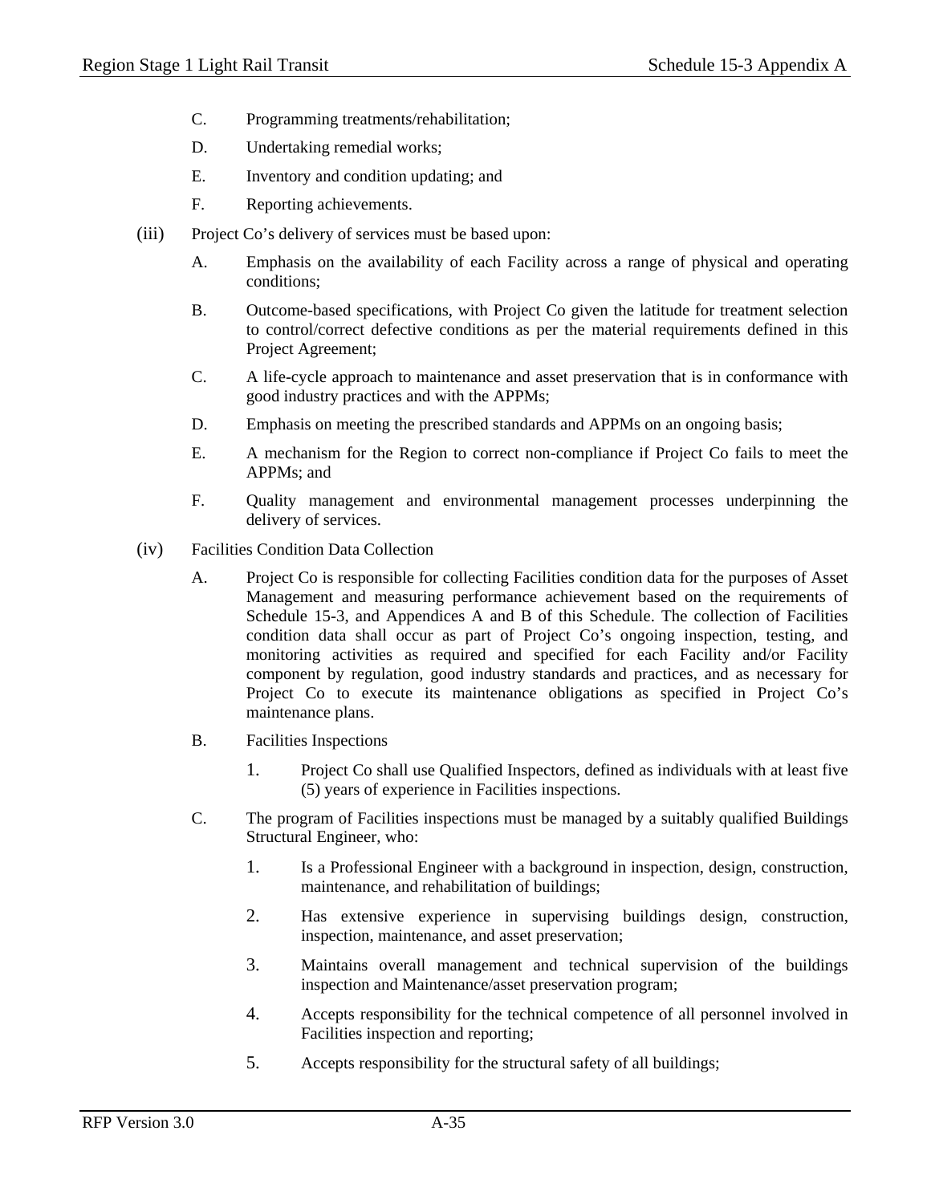C. Programming treatments/rehabilitation;

D. Undertaking remedial works;

E. Inventory and condition updating; and

F. Reporting achievements.

(iii) Project Co's delivery of services must be based upon:

A. Emphasis on the availability of each Facility across a range of physical and operating conditions;

B. Outcome-based specifications, with Project Co given the latitude for treatment selection to control/correct defective conditions as per the material requirements defined in this Project Agreement;

C. A life-cycle approach to maintenance and asset preservation that is in conformance with good industry practices and with the APPMs;

D. Emphasis on meeting the prescribed standards and APPMs on an ongoing basis;

E. A mechanism for the Region to correct non-compliance if Project Co fails to meet the APPMs; and

F. Quality management and environmental management processes underpinning the delivery of services.

(iv) Facilities Condition Data Collection

A. Project Co is responsible for collecting Facilities condition data for the purposes of Asset Management and measuring performance achievement based on the requirements of Schedule 15-3, and Appendices A and B of this Schedule. The collection of Facilities condition data shall occur as part of Project Co's ongoing inspection, testing, and monitoring activities as required and specified for each Facility and/or Facility component by regulation, good industry standards and practices, and as necessary for Project Co to execute its maintenance obligations as specified in Project Co's maintenance plans.

B. Facilities Inspections

1. Project Co shall use Qualified Inspectors, defined as individuals with at least five (5) years of experience in Facilities inspections.

C. The program of Facilities inspections must be managed by a suitably qualified Buildings Structural Engineer, who:

1. Is a Professional Engineer with a background in inspection, design, construction, maintenance, and rehabilitation of buildings;

2. Has extensive experience in supervising buildings design, construction, inspection, maintenance, and asset preservation;

3. Maintains overall management and technical supervision of the buildings inspection and Maintenance/asset preservation program;

4. Accepts responsibility for the technical competence of all personnel involved in Facilities inspection and reporting;

5. Accepts responsibility for the structural safety of all buildings;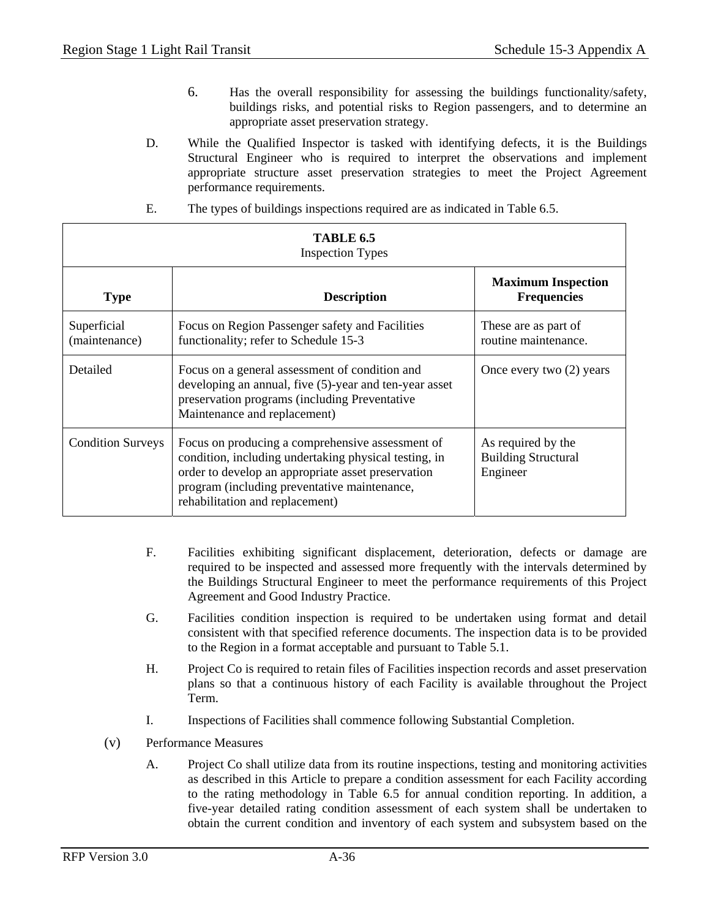6. Has the overall responsibility for assessing the buildings functionality/safety, buildings risks, and potential risks to Region passengers, and to determine an appropriate asset preservation strategy.

D. While the Qualified Inspector is tasked with identifying defects, it is the Buildings Structural Engineer who is required to interpret the observations and implement appropriate structure asset preservation strategies to meet the Project Agreement performance requirements.

E. The types of buildings inspections required are as indicated in Table 6.5.

**TABLE 6.5**
Inspection Types

| **Type** | **Description** | **Maximum Inspection Frequencies** |
|---|---|---|
| Superficial (maintenance) | Focus on Region Passenger safety and Facilities functionality; refer to Schedule 15-3 | These are as part of routine maintenance. |
| Detailed | Focus on a general assessment of condition and developing an annual, five (5)-year and ten-year asset preservation programs (including Preventative Maintenance and replacement) | Once every two (2) years |
| Condition Surveys | Focus on producing a comprehensive assessment of condition, including undertaking physical testing, in order to develop an appropriate asset preservation program (including preventative maintenance, rehabilitation and replacement) | As required by the Building Structural Engineer |

F. Facilities exhibiting significant displacement, deterioration, defects or damage are required to be inspected and assessed more frequently with the intervals determined by the Buildings Structural Engineer to meet the performance requirements of this Project Agreement and Good Industry Practice.

G. Facilities condition inspection is required to be undertaken using format and detail consistent with that specified reference documents. The inspection data is to be provided to the Region in a format acceptable and pursuant to Table 5.1.

H. Project Co is required to retain files of Facilities inspection records and asset preservation plans so that a continuous history of each Facility is available throughout the Project Term.

I. Inspections of Facilities shall commence following Substantial Completion.

(v) Performance Measures

A. Project Co shall utilize data from its routine inspections, testing and monitoring activities as described in this Article to prepare a condition assessment for each Facility according to the rating methodology in Table 6.5 for annual condition reporting. In addition, a five-year detailed rating condition assessment of each system shall be undertaken to obtain the current condition and inventory of each system and subsystem based on the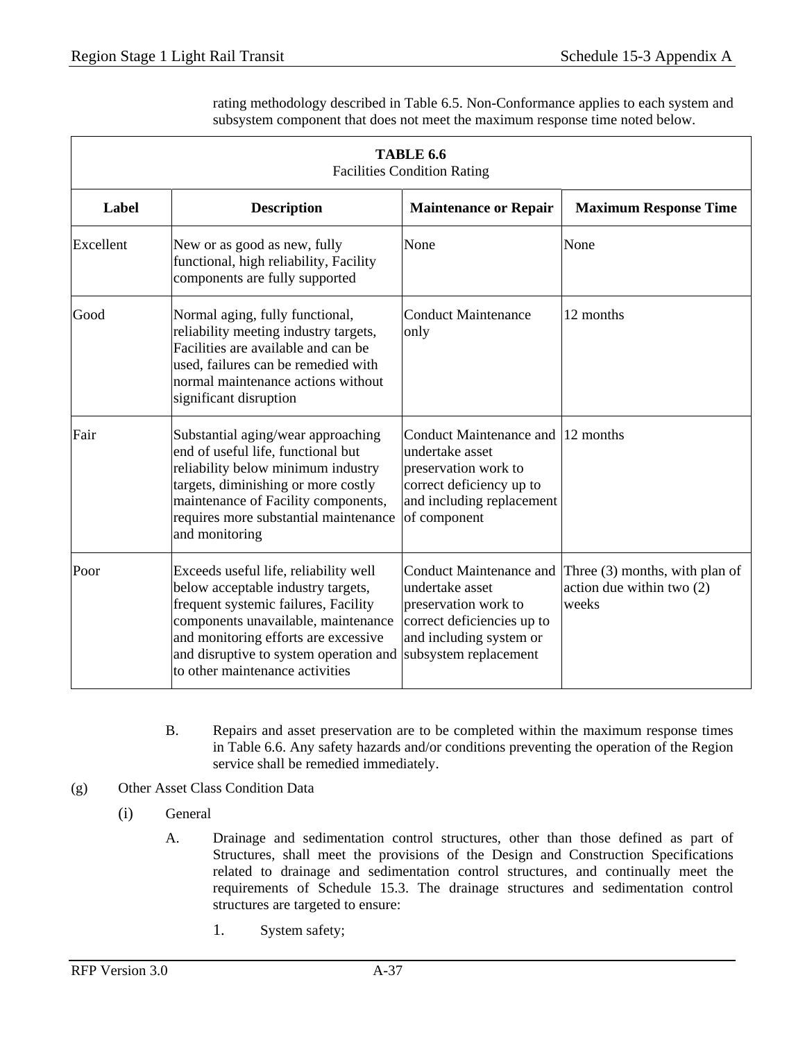rating methodology described in Table 6.5. Non-Conformance applies to each system and subsystem component that does not meet the maximum response time noted below.

**TABLE 6.6**
Facilities Condition Rating

| Label | Description | Maintenance or Repair | Maximum Response Time |
|---|---|---|---|
| Excellent | New or as good as new, fully functional, high reliability, Facility components are fully supported | None | None |
| Good | Normal aging, fully functional, reliability meeting industry targets, Facilities are available and can be used, failures can be remedied with normal maintenance actions without significant disruption | Conduct Maintenance only | 12 months |
| Fair | Substantial aging/wear approaching end of useful life, functional but reliability below minimum industry targets, diminishing or more costly maintenance of Facility components, requires more substantial maintenance and monitoring | Conduct Maintenance and undertake asset preservation work to correct deficiency up to and including replacement of component | 12 months |
| Poor | Exceeds useful life, reliability well below acceptable industry targets, frequent systemic failures, Facility components unavailable, maintenance and monitoring efforts are excessive and disruptive to system operation and to other maintenance activities | Conduct Maintenance and undertake asset preservation work to correct deficiencies up to and including system or subsystem replacement | Three (3) months, with plan of action due within two (2) weeks |

B. Repairs and asset preservation are to be completed within the maximum response times in Table 6.6. Any safety hazards and/or conditions preventing the operation of the Region service shall be remedied immediately.

(g) Other Asset Class Condition Data

(i) General

A. Drainage and sedimentation control structures, other than those defined as part of Structures, shall meet the provisions of the Design and Construction Specifications related to drainage and sedimentation control structures, and continually meet the requirements of Schedule 15.3. The drainage structures and sedimentation control structures are targeted to ensure:

1. System safety;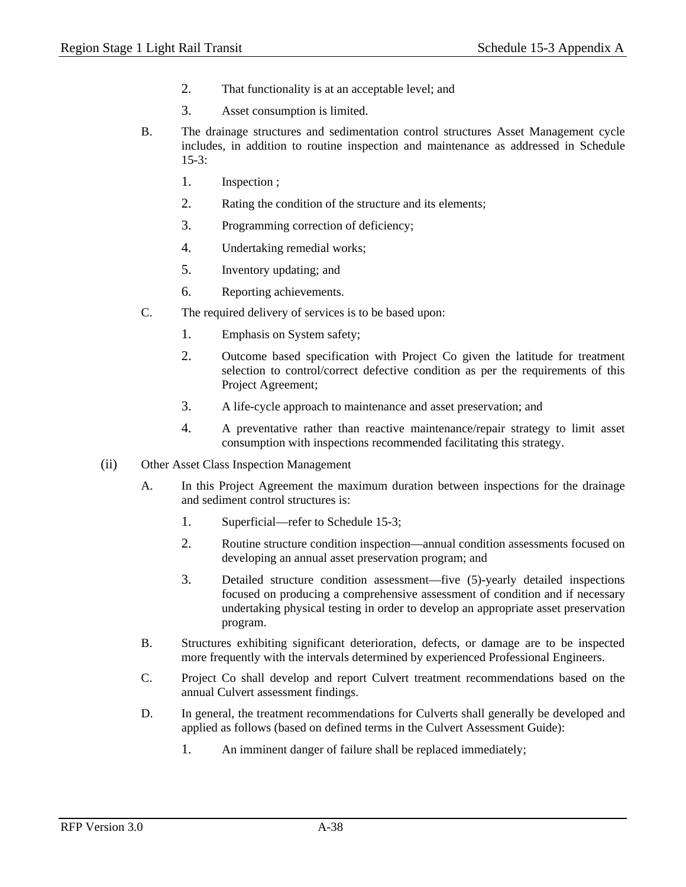2. That functionality is at an acceptable level; and

3. Asset consumption is limited.

B. The drainage structures and sedimentation control structures Asset Management cycle includes, in addition to routine inspection and maintenance as addressed in Schedule 15-3:

1. Inspection ;

2. Rating the condition of the structure and its elements;

3. Programming correction of deficiency;

4. Undertaking remedial works;

5. Inventory updating; and

6. Reporting achievements.

C. The required delivery of services is to be based upon:

1. Emphasis on System safety;

2. Outcome based specification with Project Co given the latitude for treatment selection to control/correct defective condition as per the requirements of this Project Agreement;

3. A life-cycle approach to maintenance and asset preservation; and

4. A preventative rather than reactive maintenance/repair strategy to limit asset consumption with inspections recommended facilitating this strategy.

(ii) Other Asset Class Inspection Management

A. In this Project Agreement the maximum duration between inspections for the drainage and sediment control structures is:

1. Superficial—refer to Schedule 15-3;

2. Routine structure condition inspection—annual condition assessments focused on developing an annual asset preservation program; and

3. Detailed structure condition assessment—five (5)-yearly detailed inspections focused on producing a comprehensive assessment of condition and if necessary undertaking physical testing in order to develop an appropriate asset preservation program.

B. Structures exhibiting significant deterioration, defects, or damage are to be inspected more frequently with the intervals determined by experienced Professional Engineers.

C. Project Co shall develop and report Culvert treatment recommendations based on the annual Culvert assessment findings.

D. In general, the treatment recommendations for Culverts shall generally be developed and applied as follows (based on defined terms in the Culvert Assessment Guide):

1. An imminent danger of failure shall be replaced immediately;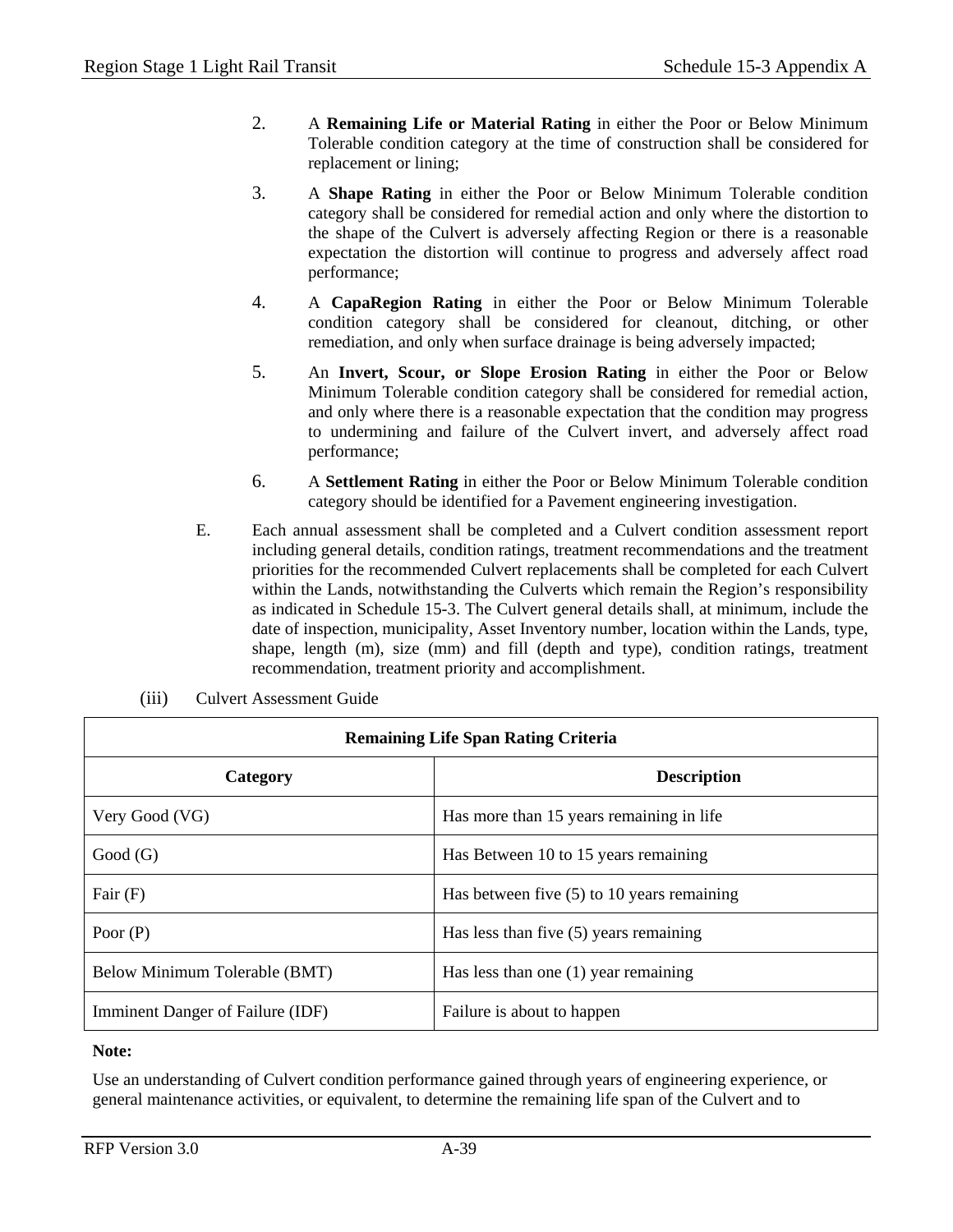2. A **Remaining Life or Material Rating** in either the Poor or Below Minimum Tolerable condition category at the time of construction shall be considered for replacement or lining;

3. A **Shape Rating** in either the Poor or Below Minimum Tolerable condition category shall be considered for remedial action and only where the distortion to the shape of the Culvert is adversely affecting Region or there is a reasonable expectation the distortion will continue to progress and adversely affect road performance;

4. A **CapaRegion Rating** in either the Poor or Below Minimum Tolerable condition category shall be considered for cleanout, ditching, or other remediation, and only when surface drainage is being adversely impacted;

5. An **Invert, Scour, or Slope Erosion Rating** in either the Poor or Below Minimum Tolerable condition category shall be considered for remedial action, and only where there is a reasonable expectation that the condition may progress to undermining and failure of the Culvert invert, and adversely affect road performance;

6. A **Settlement Rating** in either the Poor or Below Minimum Tolerable condition category should be identified for a Pavement engineering investigation.

E. Each annual assessment shall be completed and a Culvert condition assessment report including general details, condition ratings, treatment recommendations and the treatment priorities for the recommended Culvert replacements shall be completed for each Culvert within the Lands, notwithstanding the Culverts which remain the Region's responsibility as indicated in Schedule 15-3. The Culvert general details shall, at minimum, include the date of inspection, municipality, Asset Inventory number, location within the Lands, type, shape, length (m), size (mm) and fill (depth and type), condition ratings, treatment recommendation, treatment priority and accomplishment.

(iii) Culvert Assessment Guide

| **Remaining Life Span Rating Criteria** | |
|---|---|
| **Category** | **Description** |
| Very Good (VG) | Has more than 15 years remaining in life |
| Good (G) | Has Between 10 to 15 years remaining |
| Fair (F) | Has between five (5) to 10 years remaining |
| Poor (P) | Has less than five (5) years remaining |
| Below Minimum Tolerable (BMT) | Has less than one (1) year remaining |
| Imminent Danger of Failure (IDF) | Failure is about to happen |

**Note:**

Use an understanding of Culvert condition performance gained through years of engineering experience, or general maintenance activities, or equivalent, to determine the remaining life span of the Culvert and to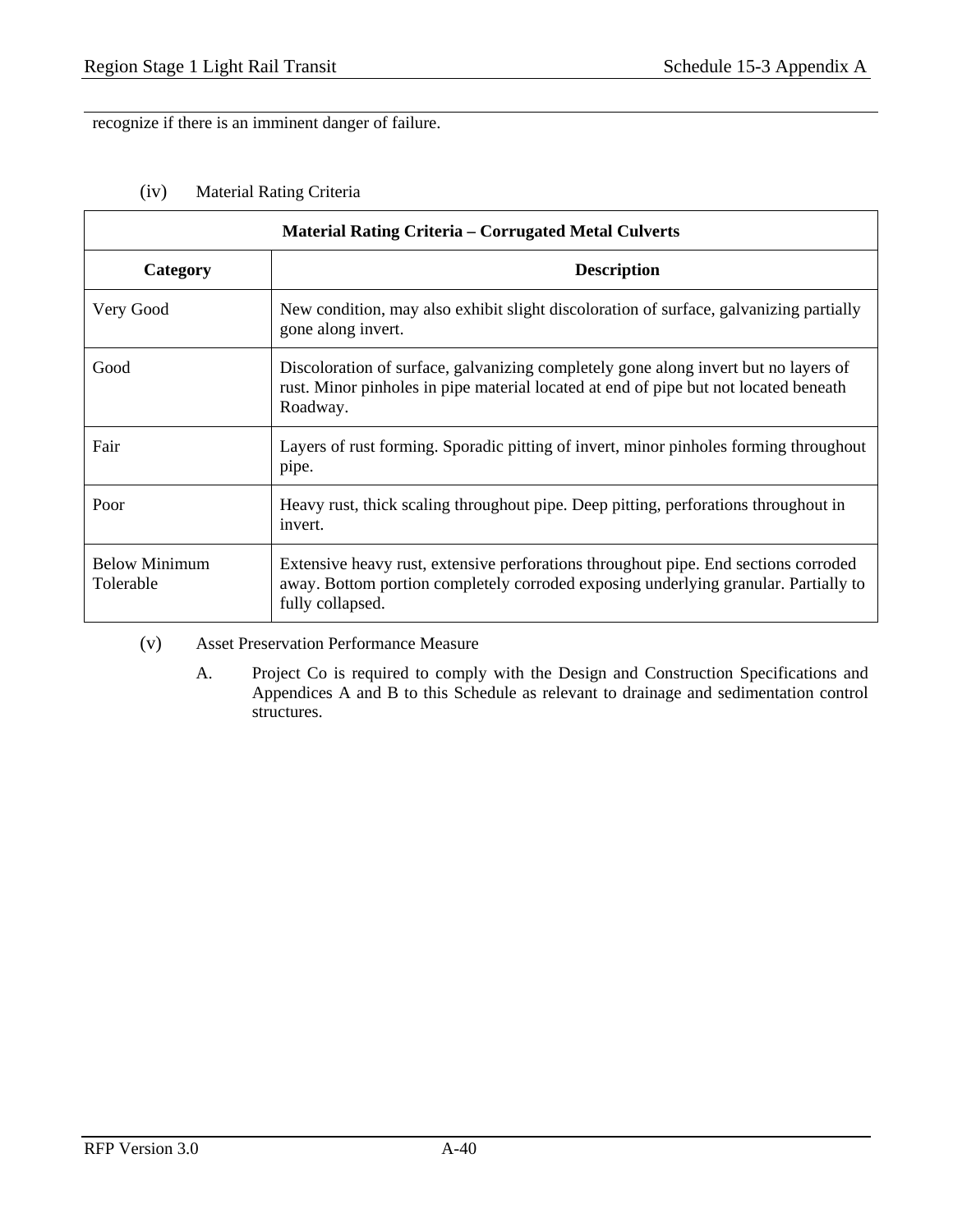recognize if there is an imminent danger of failure.

(iv) Material Rating Criteria

| Material Rating Criteria – Corrugated Metal Culverts | |
|---|---|
| **Category** | **Description** |
| Very Good | New condition, may also exhibit slight discoloration of surface, galvanizing partially gone along invert. |
| Good | Discoloration of surface, galvanizing completely gone along invert but no layers of rust. Minor pinholes in pipe material located at end of pipe but not located beneath Roadway. |
| Fair | Layers of rust forming. Sporadic pitting of invert, minor pinholes forming throughout pipe. |
| Poor | Heavy rust, thick scaling throughout pipe. Deep pitting, perforations throughout in invert. |
| Below Minimum Tolerable | Extensive heavy rust, extensive perforations throughout pipe. End sections corroded away. Bottom portion completely corroded exposing underlying granular. Partially to fully collapsed. |

(v) Asset Preservation Performance Measure

A. Project Co is required to comply with the Design and Construction Specifications and Appendices A and B to this Schedule as relevant to drainage and sedimentation control structures.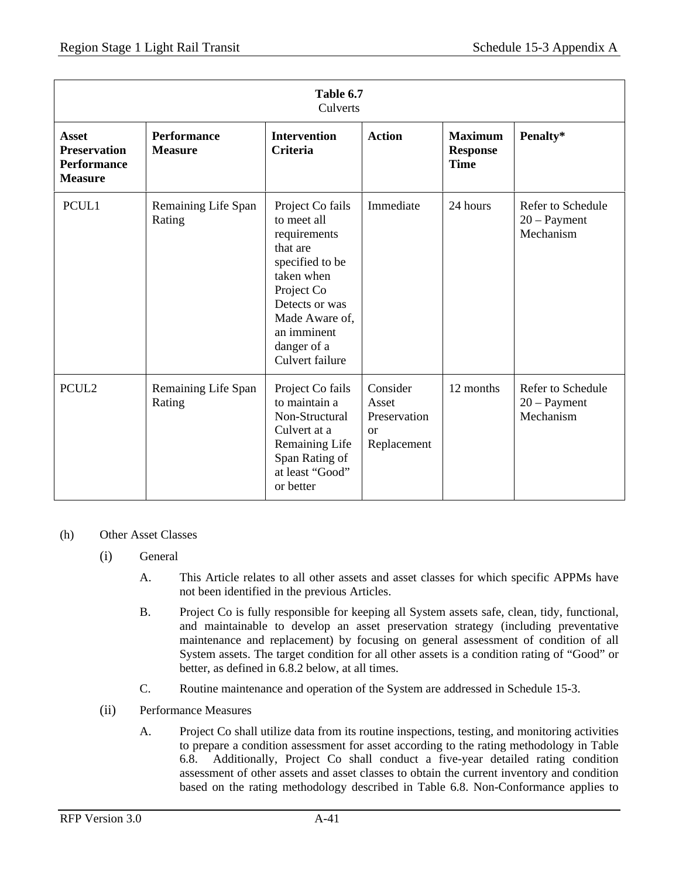| **Table 6.7**<br>Culverts | | | | | |
|---|---|---|---|---|---|
| **Asset Preservation Performance Measure** | **Performance Measure** | **Intervention Criteria** | **Action** | **Maximum Response Time** | **Penalty*** |
| PCUL1 | Remaining Life Span Rating | Project Co fails to meet all requirements that are specified to be taken when Project Co Detects or was Made Aware of, an imminent danger of a Culvert failure | Immediate | 24 hours | Refer to Schedule 20 – Payment Mechanism |
| PCUL2 | Remaining Life Span Rating | Project Co fails to maintain a Non-Structural Culvert at a Remaining Life Span Rating of at least "Good" or better | Consider Asset Preservation or Replacement | 12 months | Refer to Schedule 20 – Payment Mechanism |

(h) Other Asset Classes

(i) General

A. This Article relates to all other assets and asset classes for which specific APPMs have not been identified in the previous Articles.

B. Project Co is fully responsible for keeping all System assets safe, clean, tidy, functional, and maintainable to develop an asset preservation strategy (including preventative maintenance and replacement) by focusing on general assessment of condition of all System assets. The target condition for all other assets is a condition rating of "Good" or better, as defined in 6.8.2 below, at all times.

C. Routine maintenance and operation of the System are addressed in Schedule 15-3.

(ii) Performance Measures

A. Project Co shall utilize data from its routine inspections, testing, and monitoring activities to prepare a condition assessment for asset according to the rating methodology in Table 6.8. Additionally, Project Co shall conduct a five-year detailed rating condition assessment of other assets and asset classes to obtain the current inventory and condition based on the rating methodology described in Table 6.8. Non-Conformance applies to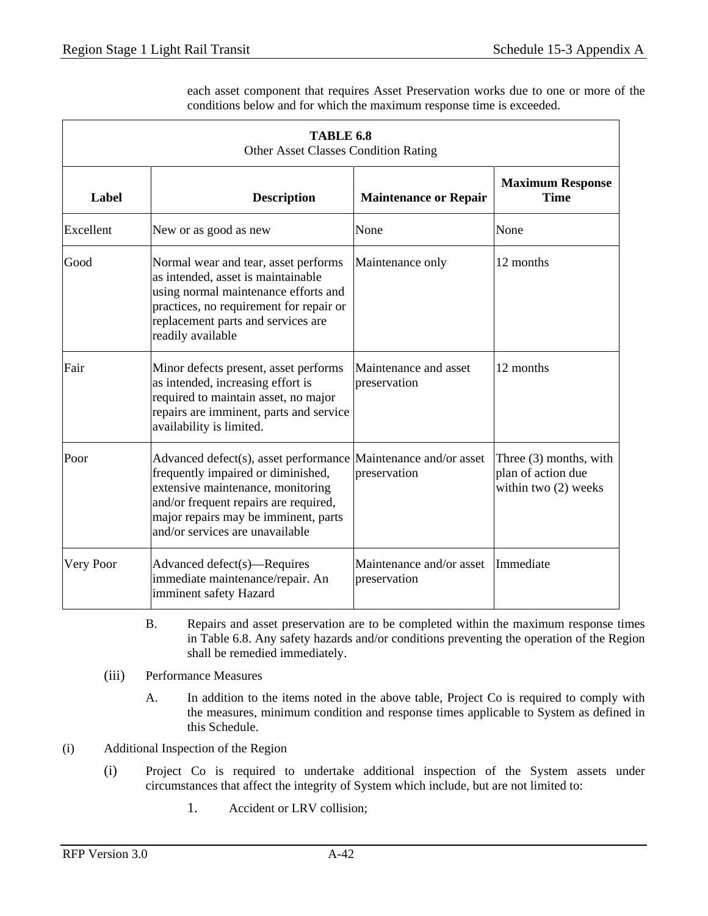each asset component that requires Asset Preservation works due to one or more of the conditions below and for which the maximum response time is exceeded.

**TABLE 6.8**
Other Asset Classes Condition Rating

| Label | Description | Maintenance or Repair | Maximum Response Time |
|---|---|---|---|
| Excellent | New or as good as new | None | None |
| Good | Normal wear and tear, asset performs as intended, asset is maintainable using normal maintenance efforts and practices, no requirement for repair or replacement parts and services are readily available | Maintenance only | 12 months |
| Fair | Minor defects present, asset performs as intended, increasing effort is required to maintain asset, no major repairs are imminent, parts and service availability is limited. | Maintenance and asset preservation | 12 months |
| Poor | Advanced defect(s), asset performance frequently impaired or diminished, extensive maintenance, monitoring and/or frequent repairs are required, major repairs may be imminent, parts and/or services are unavailable | Maintenance and/or asset preservation | Three (3) months, with plan of action due within two (2) weeks |
| Very Poor | Advanced defect(s)—Requires immediate maintenance/repair. An imminent safety Hazard | Maintenance and/or asset preservation | Immediate |

B. Repairs and asset preservation are to be completed within the maximum response times in Table 6.8. Any safety hazards and/or conditions preventing the operation of the Region shall be remedied immediately.

(iii) Performance Measures

A. In addition to the items noted in the above table, Project Co is required to comply with the measures, minimum condition and response times applicable to System as defined in this Schedule.

(i) Additional Inspection of the Region

(i) Project Co is required to undertake additional inspection of the System assets under circumstances that affect the integrity of System which include, but are not limited to:

1. Accident or LRV collision;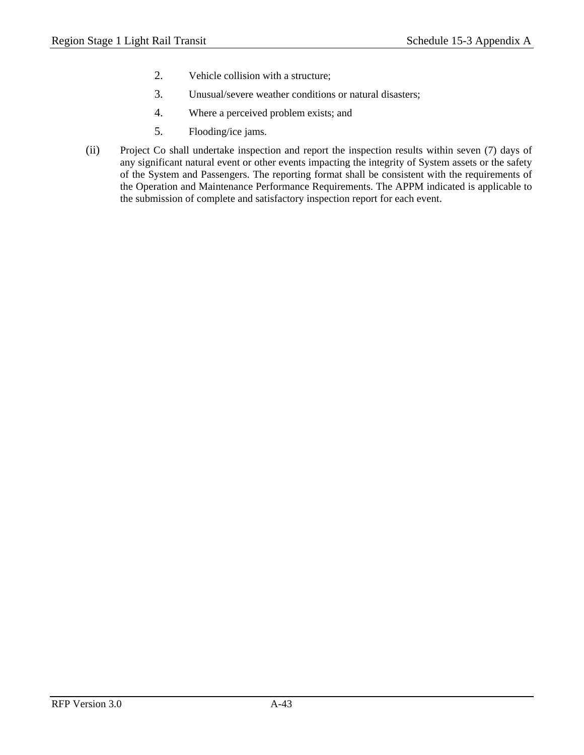2. Vehicle collision with a structure;
3. Unusual/severe weather conditions or natural disasters;
4. Where a perceived problem exists; and
5. Flooding/ice jams.

(ii) Project Co shall undertake inspection and report the inspection results within seven (7) days of any significant natural event or other events impacting the integrity of System assets or the safety of the System and Passengers. The reporting format shall be consistent with the requirements of the Operation and Maintenance Performance Requirements. The APPM indicated is applicable to the submission of complete and satisfactory inspection report for each event.